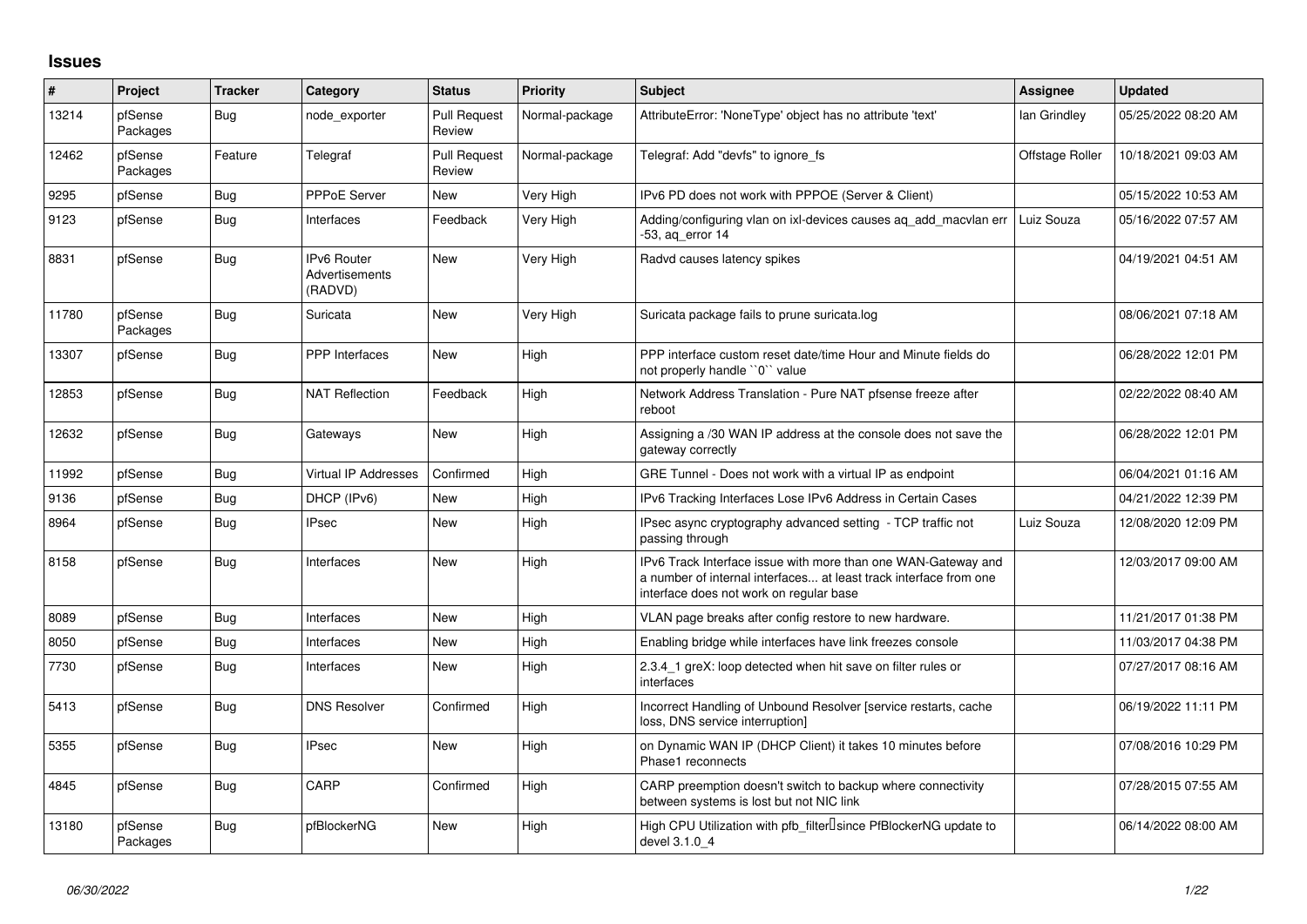## Issues

| # | Project | Tracker | Category | Status | Priority | Subject | Assignee | Updated |
|---|---|---|---|---|---|---|---|---|
| 13214 | pfSense Packages | Bug | node_exporter | Pull Request Review | Normal-package | AttributeError: 'NoneType' object has no attribute 'text' | Ian Grindley | 05/25/2022 08:20 AM |
| 12462 | pfSense Packages | Feature | Telegraf | Pull Request Review | Normal-package | Telegraf: Add "devfs" to ignore_fs | Offstage Roller | 10/18/2021 09:03 AM |
| 9295 | pfSense | Bug | PPPoE Server | New | Very High | IPv6 PD does not work with PPPOE (Server & Client) | | 05/15/2022 10:53 AM |
| 9123 | pfSense | Bug | Interfaces | Feedback | Very High | Adding/configuring vlan on ixl-devices causes aq_add_macvlan err -53, aq_error 14 | Luiz Souza | 05/16/2022 07:57 AM |
| 8831 | pfSense | Bug | IPv6 Router Advertisements (RADVD) | New | Very High | Radvd causes latency spikes | | 04/19/2021 04:51 AM |
| 11780 | pfSense Packages | Bug | Suricata | New | Very High | Suricata package fails to prune suricata.log | | 08/06/2021 07:18 AM |
| 13307 | pfSense | Bug | PPP Interfaces | New | High | PPP interface custom reset date/time Hour and Minute fields do not properly handle ``0`` value | | 06/28/2022 12:01 PM |
| 12853 | pfSense | Bug | NAT Reflection | Feedback | High | Network Address Translation - Pure NAT pfsense freeze after reboot | | 02/22/2022 08:40 AM |
| 12632 | pfSense | Bug | Gateways | New | High | Assigning a /30 WAN IP address at the console does not save the gateway correctly | | 06/28/2022 12:01 PM |
| 11992 | pfSense | Bug | Virtual IP Addresses | Confirmed | High | GRE Tunnel - Does not work with a virtual IP as endpoint | | 06/04/2021 01:16 AM |
| 9136 | pfSense | Bug | DHCP (IPv6) | New | High | IPv6 Tracking Interfaces Lose IPv6 Address in Certain Cases | | 04/21/2022 12:39 PM |
| 8964 | pfSense | Bug | IPsec | New | High | IPsec async cryptography advanced setting - TCP traffic not passing through | Luiz Souza | 12/08/2020 12:09 PM |
| 8158 | pfSense | Bug | Interfaces | New | High | IPv6 Track Interface issue with more than one WAN-Gateway and a number of internal interfaces... at least track interface from one interface does not work on regular base | | 12/03/2017 09:00 AM |
| 8089 | pfSense | Bug | Interfaces | New | High | VLAN page breaks after config restore to new hardware. | | 11/21/2017 01:38 PM |
| 8050 | pfSense | Bug | Interfaces | New | High | Enabling bridge while interfaces have link freezes console | | 11/03/2017 04:38 PM |
| 7730 | pfSense | Bug | Interfaces | New | High | 2.3.4_1 greX: loop detected when hit save on filter rules or interfaces | | 07/27/2017 08:16 AM |
| 5413 | pfSense | Bug | DNS Resolver | Confirmed | High | Incorrect Handling of Unbound Resolver [service restarts, cache loss, DNS service interruption] | | 06/19/2022 11:11 PM |
| 5355 | pfSense | Bug | IPsec | New | High | on Dynamic WAN IP (DHCP Client) it takes 10 minutes before Phase1 reconnects | | 07/08/2016 10:29 PM |
| 4845 | pfSense | Bug | CARP | Confirmed | High | CARP preemption doesn't switch to backup where connectivity between systems is lost but not NIC link | | 07/28/2015 07:55 AM |
| 13180 | pfSense Packages | Bug | pfBlockerNG | New | High | High CPU Utilization with pfb_filter since PfBlockerNG update to devel 3.1.0_4 | | 06/14/2022 08:00 AM |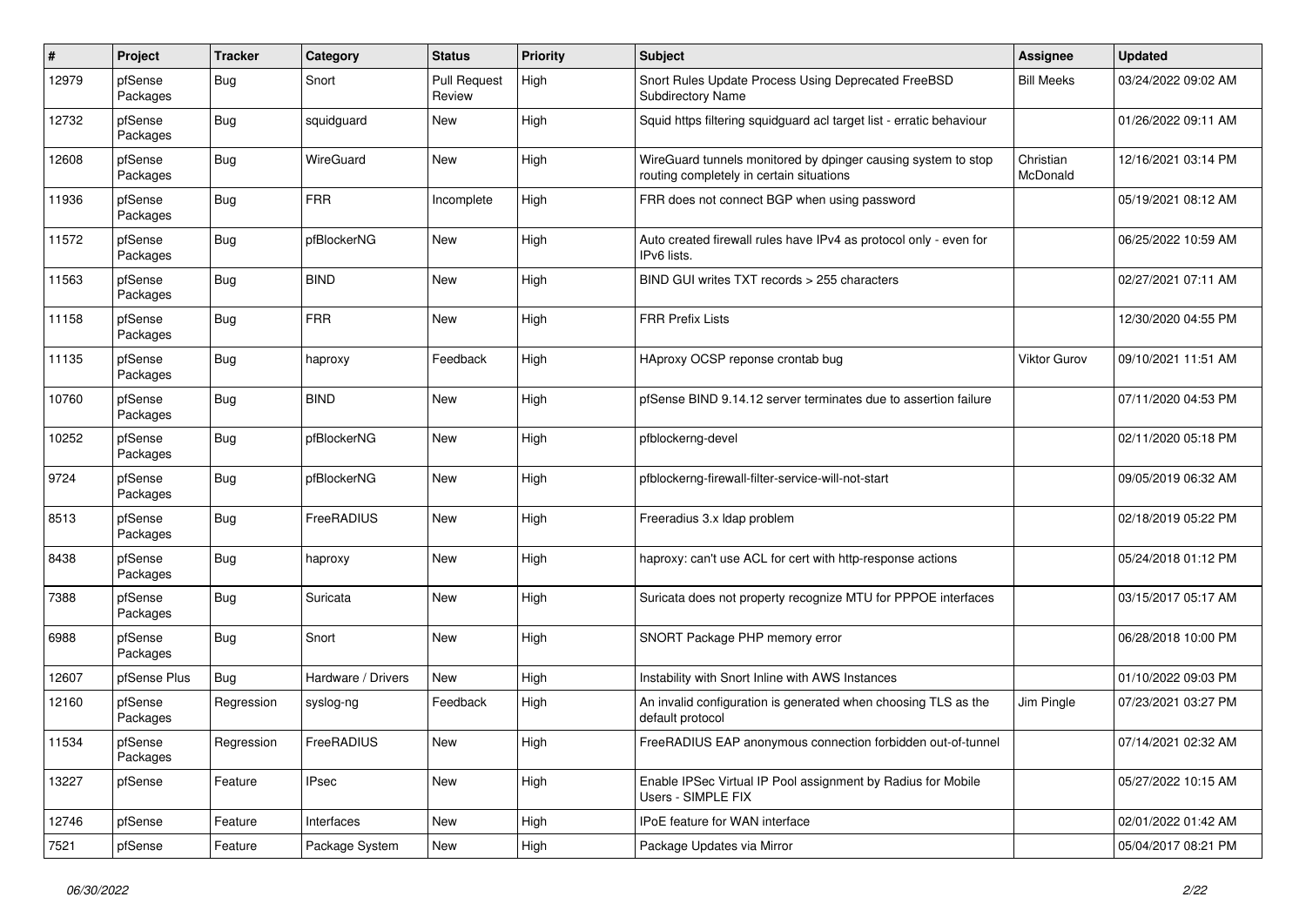| # | Project | Tracker | Category | Status | Priority | Subject | Assignee | Updated |
|---|---|---|---|---|---|---|---|---|
| 12979 | pfSense Packages | Bug | Snort | Pull Request Review | High | Snort Rules Update Process Using Deprecated FreeBSD Subdirectory Name | Bill Meeks | 03/24/2022 09:02 AM |
| 12732 | pfSense Packages | Bug | squidguard | New | High | Squid https filtering squidguard acl target list - erratic behaviour | | 01/26/2022 09:11 AM |
| 12608 | pfSense Packages | Bug | WireGuard | New | High | WireGuard tunnels monitored by dpinger causing system to stop routing completely in certain situations | Christian McDonald | 12/16/2021 03:14 PM |
| 11936 | pfSense Packages | Bug | FRR | Incomplete | High | FRR does not connect BGP when using password | | 05/19/2021 08:12 AM |
| 11572 | pfSense Packages | Bug | pfBlockerNG | New | High | Auto created firewall rules have IPv4 as protocol only - even for IPv6 lists. | | 06/25/2022 10:59 AM |
| 11563 | pfSense Packages | Bug | BIND | New | High | BIND GUI writes TXT records > 255 characters | | 02/27/2021 07:11 AM |
| 11158 | pfSense Packages | Bug | FRR | New | High | FRR Prefix Lists | | 12/30/2020 04:55 PM |
| 11135 | pfSense Packages | Bug | haproxy | Feedback | High | HAproxy OCSP reponse crontab bug | Viktor Gurov | 09/10/2021 11:51 AM |
| 10760 | pfSense Packages | Bug | BIND | New | High | pfSense BIND 9.14.12 server terminates due to assertion failure | | 07/11/2020 04:53 PM |
| 10252 | pfSense Packages | Bug | pfBlockerNG | New | High | pfblockerng-devel | | 02/11/2020 05:18 PM |
| 9724 | pfSense Packages | Bug | pfBlockerNG | New | High | pfblockerng-firewall-filter-service-will-not-start | | 09/05/2019 06:32 AM |
| 8513 | pfSense Packages | Bug | FreeRADIUS | New | High | Freeradius 3.x ldap problem | | 02/18/2019 05:22 PM |
| 8438 | pfSense Packages | Bug | haproxy | New | High | haproxy: can't use ACL for cert with http-response actions | | 05/24/2018 01:12 PM |
| 7388 | pfSense Packages | Bug | Suricata | New | High | Suricata does not property recognize MTU for PPPOE interfaces | | 03/15/2017 05:17 AM |
| 6988 | pfSense Packages | Bug | Snort | New | High | SNORT Package PHP memory error | | 06/28/2018 10:00 PM |
| 12607 | pfSense Plus | Bug | Hardware / Drivers | New | High | Instability with Snort Inline with AWS Instances | | 01/10/2022 09:03 PM |
| 12160 | pfSense Packages | Regression | syslog-ng | Feedback | High | An invalid configuration is generated when choosing TLS as the default protocol | Jim Pingle | 07/23/2021 03:27 PM |
| 11534 | pfSense Packages | Regression | FreeRADIUS | New | High | FreeRADIUS EAP anonymous connection forbidden out-of-tunnel | | 07/14/2021 02:32 AM |
| 13227 | pfSense | Feature | IPsec | New | High | Enable IPSec Virtual IP Pool assignment by Radius for Mobile Users - SIMPLE FIX | | 05/27/2022 10:15 AM |
| 12746 | pfSense | Feature | Interfaces | New | High | IPoE feature for WAN interface | | 02/01/2022 01:42 AM |
| 7521 | pfSense | Feature | Package System | New | High | Package Updates via Mirror | | 05/04/2017 08:21 PM |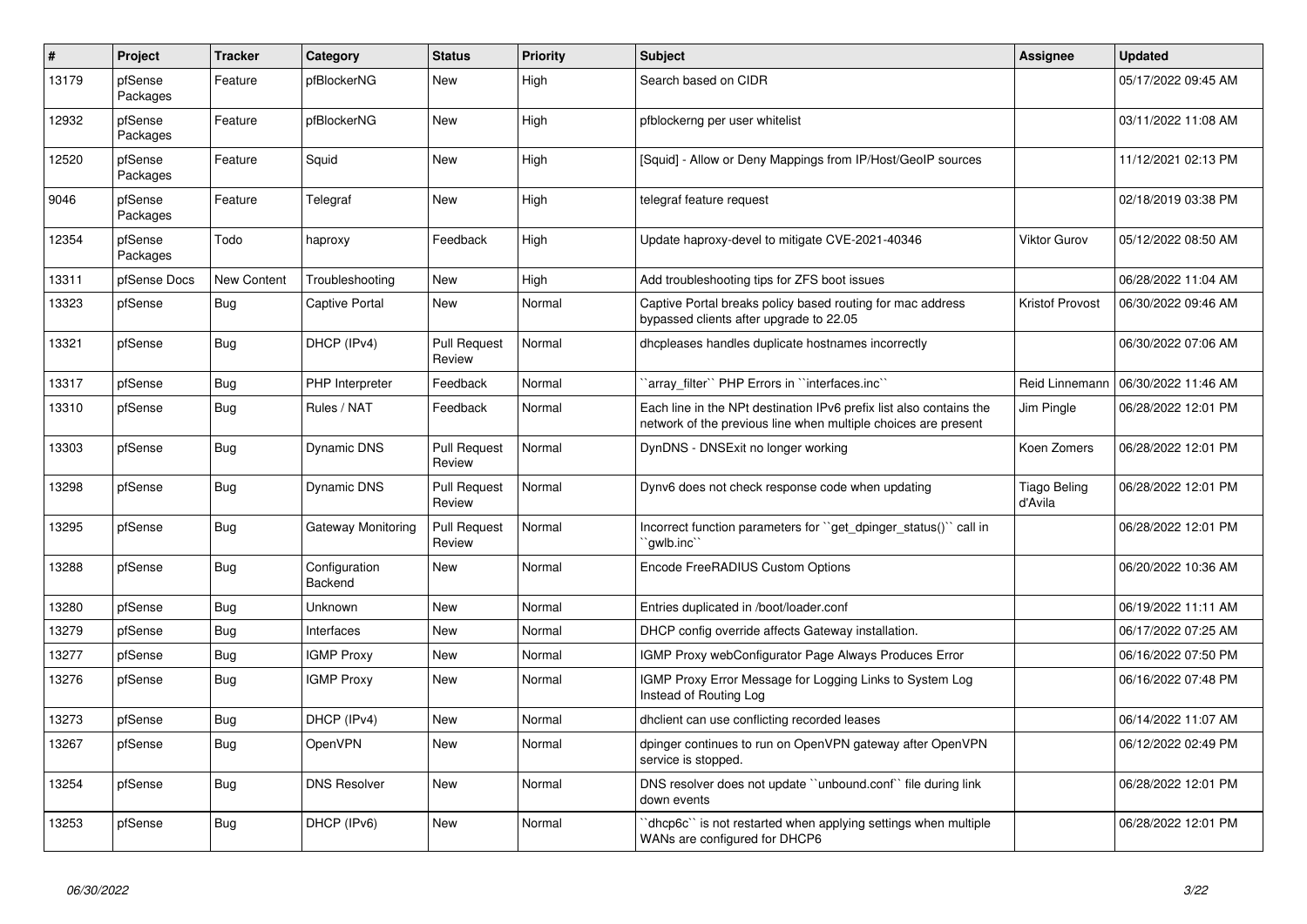| # | Project | Tracker | Category | Status | Priority | Subject | Assignee | Updated |
|---|---|---|---|---|---|---|---|---|
| 13179 | pfSense Packages | Feature | pfBlockerNG | New | High | Search based on CIDR | | 05/17/2022 09:45 AM |
| 12932 | pfSense Packages | Feature | pfBlockerNG | New | High | pfblockerng per user whitelist | | 03/11/2022 11:08 AM |
| 12520 | pfSense Packages | Feature | Squid | New | High | [Squid] - Allow or Deny Mappings from IP/Host/GeoIP sources | | 11/12/2021 02:13 PM |
| 9046 | pfSense Packages | Feature | Telegraf | New | High | telegraf feature request | | 02/18/2019 03:38 PM |
| 12354 | pfSense Packages | Todo | haproxy | Feedback | High | Update haproxy-devel to mitigate CVE-2021-40346 | Viktor Gurov | 05/12/2022 08:50 AM |
| 13311 | pfSense Docs | New Content | Troubleshooting | New | High | Add troubleshooting tips for ZFS boot issues | | 06/28/2022 11:04 AM |
| 13323 | pfSense | Bug | Captive Portal | New | Normal | Captive Portal breaks policy based routing for mac address bypassed clients after upgrade to 22.05 | Kristof Provost | 06/30/2022 09:46 AM |
| 13321 | pfSense | Bug | DHCP (IPv4) | Pull Request Review | Normal | dhcpleases handles duplicate hostnames incorrectly | | 06/30/2022 07:06 AM |
| 13317 | pfSense | Bug | PHP Interpreter | Feedback | Normal | ``array_filter`` PHP Errors in ``interfaces.inc`` | Reid Linnemann | 06/30/2022 11:46 AM |
| 13310 | pfSense | Bug | Rules / NAT | Feedback | Normal | Each line in the NPt destination IPv6 prefix list also contains the network of the previous line when multiple choices are present | Jim Pingle | 06/28/2022 12:01 PM |
| 13303 | pfSense | Bug | Dynamic DNS | Pull Request Review | Normal | DynDNS - DNSExit no longer working | Koen Zomers | 06/28/2022 12:01 PM |
| 13298 | pfSense | Bug | Dynamic DNS | Pull Request Review | Normal | Dynv6 does not check response code when updating | Tiago Beling d'Avila | 06/28/2022 12:01 PM |
| 13295 | pfSense | Bug | Gateway Monitoring | Pull Request Review | Normal | Incorrect function parameters for ``get_dpinger_status()`` call in ``gwlb.inc`` | | 06/28/2022 12:01 PM |
| 13288 | pfSense | Bug | Configuration Backend | New | Normal | Encode FreeRADIUS Custom Options | | 06/20/2022 10:36 AM |
| 13280 | pfSense | Bug | Unknown | New | Normal | Entries duplicated in /boot/loader.conf | | 06/19/2022 11:11 AM |
| 13279 | pfSense | Bug | Interfaces | New | Normal | DHCP config override affects Gateway installation. | | 06/17/2022 07:25 AM |
| 13277 | pfSense | Bug | IGMP Proxy | New | Normal | IGMP Proxy webConfigurator Page Always Produces Error | | 06/16/2022 07:50 PM |
| 13276 | pfSense | Bug | IGMP Proxy | New | Normal | IGMP Proxy Error Message for Logging Links to System Log Instead of Routing Log | | 06/16/2022 07:48 PM |
| 13273 | pfSense | Bug | DHCP (IPv4) | New | Normal | dhclient can use conflicting recorded leases | | 06/14/2022 11:07 AM |
| 13267 | pfSense | Bug | OpenVPN | New | Normal | dpinger continues to run on OpenVPN gateway after OpenVPN service is stopped. | | 06/12/2022 02:49 PM |
| 13254 | pfSense | Bug | DNS Resolver | New | Normal | DNS resolver does not update ``unbound.conf`` file during link down events | | 06/28/2022 12:01 PM |
| 13253 | pfSense | Bug | DHCP (IPv6) | New | Normal | ``dhcp6c`` is not restarted when applying settings when multiple WANs are configured for DHCP6 | | 06/28/2022 12:01 PM |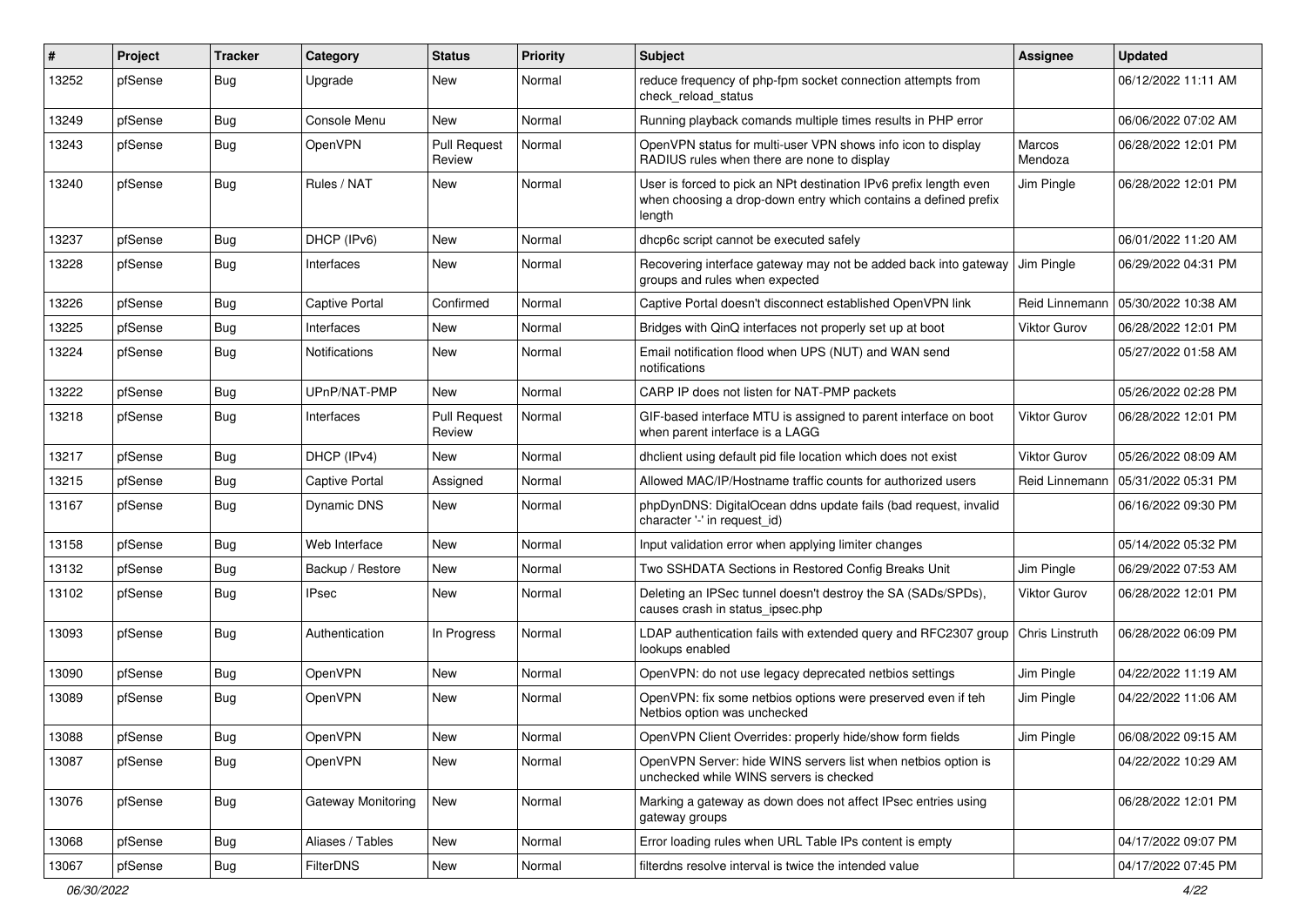| # | Project | Tracker | Category | Status | Priority | Subject | Assignee | Updated |
|---|---|---|---|---|---|---|---|---|
| 13252 | pfSense | Bug | Upgrade | New | Normal | reduce frequency of php-fpm socket connection attempts from check_reload_status | | 06/12/2022 11:11 AM |
| 13249 | pfSense | Bug | Console Menu | New | Normal | Running playback comands multiple times results in PHP error | | 06/06/2022 07:02 AM |
| 13243 | pfSense | Bug | OpenVPN | Pull Request Review | Normal | OpenVPN status for multi-user VPN shows info icon to display RADIUS rules when there are none to display | Marcos Mendoza | 06/28/2022 12:01 PM |
| 13240 | pfSense | Bug | Rules / NAT | New | Normal | User is forced to pick an NPt destination IPv6 prefix length even when choosing a drop-down entry which contains a defined prefix length | Jim Pingle | 06/28/2022 12:01 PM |
| 13237 | pfSense | Bug | DHCP (IPv6) | New | Normal | dhcp6c script cannot be executed safely | | 06/01/2022 11:20 AM |
| 13228 | pfSense | Bug | Interfaces | New | Normal | Recovering interface gateway may not be added back into gateway groups and rules when expected | Jim Pingle | 06/29/2022 04:31 PM |
| 13226 | pfSense | Bug | Captive Portal | Confirmed | Normal | Captive Portal doesn't disconnect established OpenVPN link | Reid Linnemann | 05/30/2022 10:38 AM |
| 13225 | pfSense | Bug | Interfaces | New | Normal | Bridges with QinQ interfaces not properly set up at boot | Viktor Gurov | 06/28/2022 12:01 PM |
| 13224 | pfSense | Bug | Notifications | New | Normal | Email notification flood when UPS (NUT) and WAN send notifications | | 05/27/2022 01:58 AM |
| 13222 | pfSense | Bug | UPnP/NAT-PMP | New | Normal | CARP IP does not listen for NAT-PMP packets | | 05/26/2022 02:28 PM |
| 13218 | pfSense | Bug | Interfaces | Pull Request Review | Normal | GIF-based interface MTU is assigned to parent interface on boot when parent interface is a LAGG | Viktor Gurov | 06/28/2022 12:01 PM |
| 13217 | pfSense | Bug | DHCP (IPv4) | New | Normal | dhclient using default pid file location which does not exist | Viktor Gurov | 05/26/2022 08:09 AM |
| 13215 | pfSense | Bug | Captive Portal | Assigned | Normal | Allowed MAC/IP/Hostname traffic counts for authorized users | Reid Linnemann | 05/31/2022 05:31 PM |
| 13167 | pfSense | Bug | Dynamic DNS | New | Normal | phpDynDNS: DigitalOcean ddns update fails (bad request, invalid character '-' in request_id) | | 06/16/2022 09:30 PM |
| 13158 | pfSense | Bug | Web Interface | New | Normal | Input validation error when applying limiter changes | | 05/14/2022 05:32 PM |
| 13132 | pfSense | Bug | Backup / Restore | New | Normal | Two SSHDATA Sections in Restored Config Breaks Unit | Jim Pingle | 06/29/2022 07:53 AM |
| 13102 | pfSense | Bug | IPsec | New | Normal | Deleting an IPSec tunnel doesn't destroy the SA (SADs/SPDs), causes crash in status_ipsec.php | Viktor Gurov | 06/28/2022 12:01 PM |
| 13093 | pfSense | Bug | Authentication | In Progress | Normal | LDAP authentication fails with extended query and RFC2307 group lookups enabled | Chris Linstruth | 06/28/2022 06:09 PM |
| 13090 | pfSense | Bug | OpenVPN | New | Normal | OpenVPN: do not use legacy deprecated netbios settings | Jim Pingle | 04/22/2022 11:19 AM |
| 13089 | pfSense | Bug | OpenVPN | New | Normal | OpenVPN: fix some netbios options were preserved even if teh Netbios option was unchecked | Jim Pingle | 04/22/2022 11:06 AM |
| 13088 | pfSense | Bug | OpenVPN | New | Normal | OpenVPN Client Overrides: properly hide/show form fields | Jim Pingle | 06/08/2022 09:15 AM |
| 13087 | pfSense | Bug | OpenVPN | New | Normal | OpenVPN Server: hide WINS servers list when netbios option is unchecked while WINS servers is checked | | 04/22/2022 10:29 AM |
| 13076 | pfSense | Bug | Gateway Monitoring | New | Normal | Marking a gateway as down does not affect IPsec entries using gateway groups | | 06/28/2022 12:01 PM |
| 13068 | pfSense | Bug | Aliases / Tables | New | Normal | Error loading rules when URL Table IPs content is empty | | 04/17/2022 09:07 PM |
| 13067 | pfSense | Bug | FilterDNS | New | Normal | filterdns resolve interval is twice the intended value | | 04/17/2022 07:45 PM |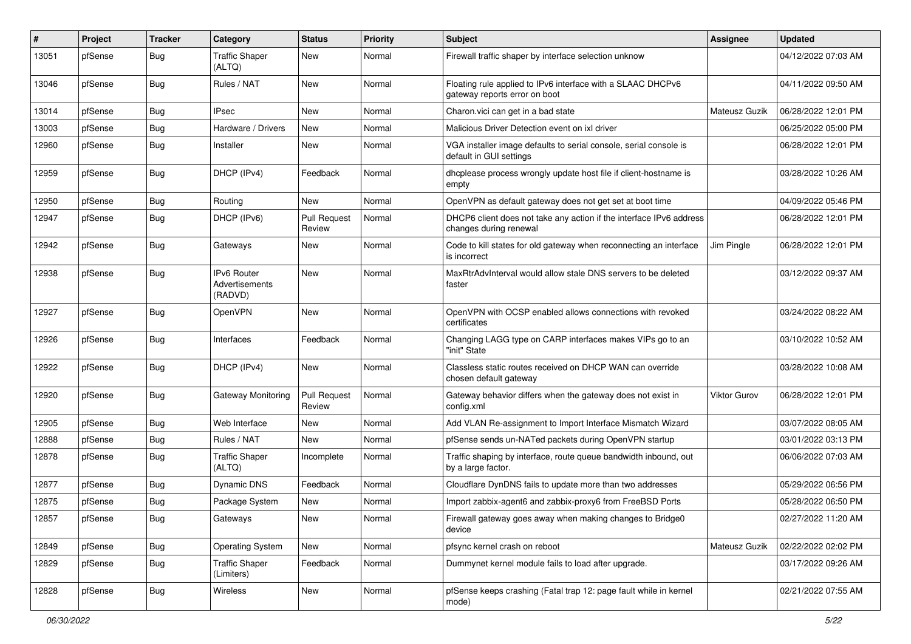| # | Project | Tracker | Category | Status | Priority | Subject | Assignee | Updated |
|---|---|---|---|---|---|---|---|---|
| 13051 | pfSense | Bug | Traffic Shaper (ALTQ) | New | Normal | Firewall traffic shaper by interface selection unknow | | 04/12/2022 07:03 AM |
| 13046 | pfSense | Bug | Rules / NAT | New | Normal | Floating rule applied to IPv6 interface with a SLAAC DHCPv6 gateway reports error on boot | | 04/11/2022 09:50 AM |
| 13014 | pfSense | Bug | IPsec | New | Normal | Charon.vici can get in a bad state | Mateusz Guzik | 06/28/2022 12:01 PM |
| 13003 | pfSense | Bug | Hardware / Drivers | New | Normal | Malicious Driver Detection event on ixl driver | | 06/25/2022 05:00 PM |
| 12960 | pfSense | Bug | Installer | New | Normal | VGA installer image defaults to serial console, serial console is default in GUI settings | | 06/28/2022 12:01 PM |
| 12959 | pfSense | Bug | DHCP (IPv4) | Feedback | Normal | dhcplease process wrongly update host file if client-hostname is empty | | 03/28/2022 10:26 AM |
| 12950 | pfSense | Bug | Routing | New | Normal | OpenVPN as default gateway does not get set at boot time | | 04/09/2022 05:46 PM |
| 12947 | pfSense | Bug | DHCP (IPv6) | Pull Request Review | Normal | DHCP6 client does not take any action if the interface IPv6 address changes during renewal | | 06/28/2022 12:01 PM |
| 12942 | pfSense | Bug | Gateways | New | Normal | Code to kill states for old gateway when reconnecting an interface is incorrect | Jim Pingle | 06/28/2022 12:01 PM |
| 12938 | pfSense | Bug | IPv6 Router Advertisements (RADVD) | New | Normal | MaxRtrAdvInterval would allow stale DNS servers to be deleted faster | | 03/12/2022 09:37 AM |
| 12927 | pfSense | Bug | OpenVPN | New | Normal | OpenVPN with OCSP enabled allows connections with revoked certificates | | 03/24/2022 08:22 AM |
| 12926 | pfSense | Bug | Interfaces | Feedback | Normal | Changing LAGG type on CARP interfaces makes VIPs go to an "init" State | | 03/10/2022 10:52 AM |
| 12922 | pfSense | Bug | DHCP (IPv4) | New | Normal | Classless static routes received on DHCP WAN can override chosen default gateway | | 03/28/2022 10:08 AM |
| 12920 | pfSense | Bug | Gateway Monitoring | Pull Request Review | Normal | Gateway behavior differs when the gateway does not exist in config.xml | Viktor Gurov | 06/28/2022 12:01 PM |
| 12905 | pfSense | Bug | Web Interface | New | Normal | Add VLAN Re-assignment to Import Interface Mismatch Wizard | | 03/07/2022 08:05 AM |
| 12888 | pfSense | Bug | Rules / NAT | New | Normal | pfSense sends un-NATed packets during OpenVPN startup | | 03/01/2022 03:13 PM |
| 12878 | pfSense | Bug | Traffic Shaper (ALTQ) | Incomplete | Normal | Traffic shaping by interface, route queue bandwidth inbound, out by a large factor. | | 06/06/2022 07:03 AM |
| 12877 | pfSense | Bug | Dynamic DNS | Feedback | Normal | Cloudflare DynDNS fails to update more than two addresses | | 05/29/2022 06:56 PM |
| 12875 | pfSense | Bug | Package System | New | Normal | Import zabbix-agent6 and zabbix-proxy6 from FreeBSD Ports | | 05/28/2022 06:50 PM |
| 12857 | pfSense | Bug | Gateways | New | Normal | Firewall gateway goes away when making changes to Bridge0 device | | 02/27/2022 11:20 AM |
| 12849 | pfSense | Bug | Operating System | New | Normal | pfsync kernel crash on reboot | Mateusz Guzik | 02/22/2022 02:02 PM |
| 12829 | pfSense | Bug | Traffic Shaper (Limiters) | Feedback | Normal | Dummynet kernel module fails to load after upgrade. | | 03/17/2022 09:26 AM |
| 12828 | pfSense | Bug | Wireless | New | Normal | pfSense keeps crashing (Fatal trap 12: page fault while in kernel mode) | | 02/21/2022 07:55 AM |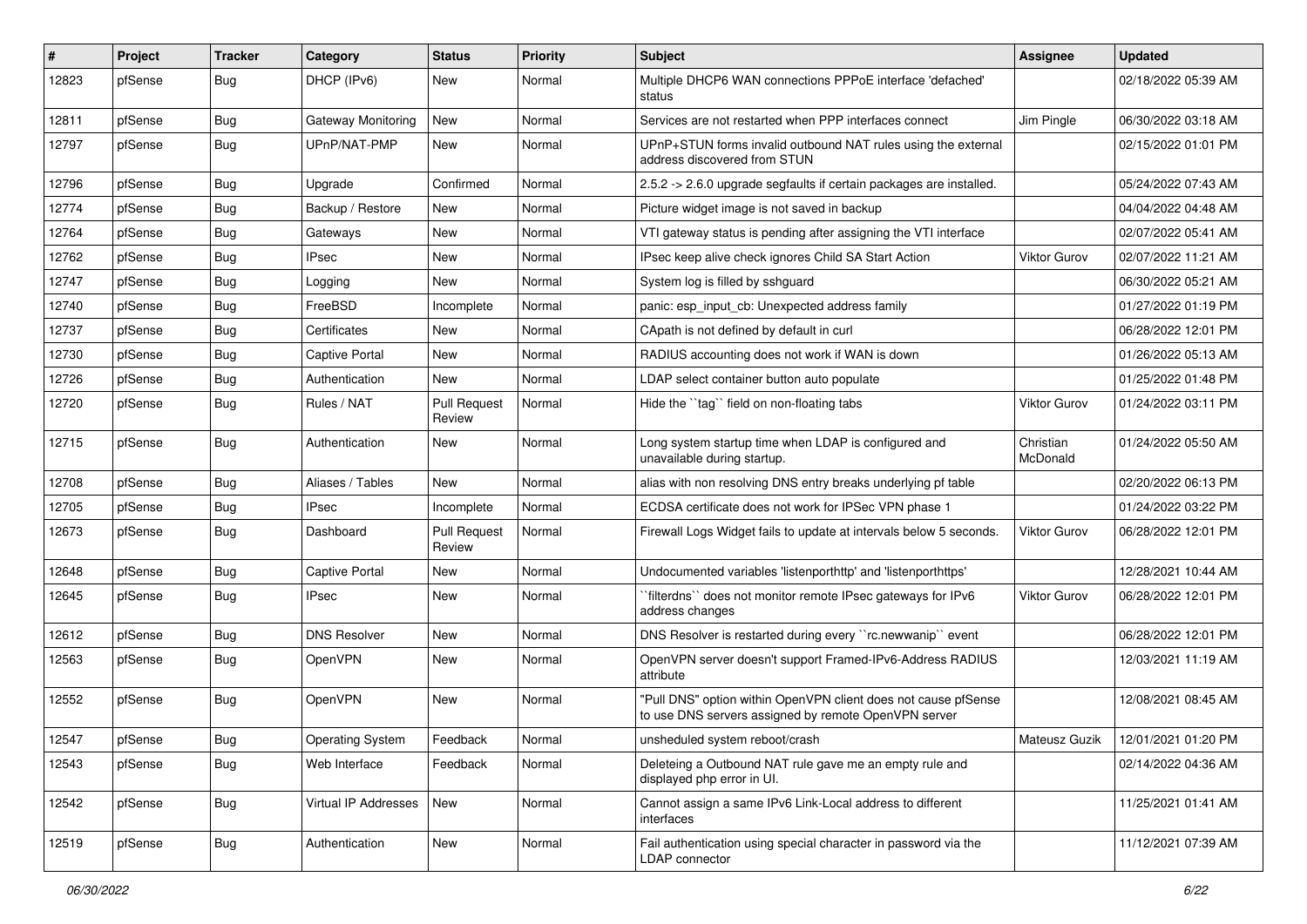| # | Project | Tracker | Category | Status | Priority | Subject | Assignee | Updated |
|---|---|---|---|---|---|---|---|---|
| 12823 | pfSense | Bug | DHCP (IPv6) | New | Normal | Multiple DHCP6 WAN connections PPPoE interface 'defached' status | | 02/18/2022 05:39 AM |
| 12811 | pfSense | Bug | Gateway Monitoring | New | Normal | Services are not restarted when PPP interfaces connect | Jim Pingle | 06/30/2022 03:18 AM |
| 12797 | pfSense | Bug | UPnP/NAT-PMP | New | Normal | UPnP+STUN forms invalid outbound NAT rules using the external address discovered from STUN | | 02/15/2022 01:01 PM |
| 12796 | pfSense | Bug | Upgrade | Confirmed | Normal | 2.5.2 -> 2.6.0 upgrade segfaults if certain packages are installed. | | 05/24/2022 07:43 AM |
| 12774 | pfSense | Bug | Backup / Restore | New | Normal | Picture widget image is not saved in backup | | 04/04/2022 04:48 AM |
| 12764 | pfSense | Bug | Gateways | New | Normal | VTI gateway status is pending after assigning the VTI interface | | 02/07/2022 05:41 AM |
| 12762 | pfSense | Bug | IPsec | New | Normal | IPsec keep alive check ignores Child SA Start Action | Viktor Gurov | 02/07/2022 11:21 AM |
| 12747 | pfSense | Bug | Logging | New | Normal | System log is filled by sshguard | | 06/30/2022 05:21 AM |
| 12740 | pfSense | Bug | FreeBSD | Incomplete | Normal | panic: esp_input_cb: Unexpected address family | | 01/27/2022 01:19 PM |
| 12737 | pfSense | Bug | Certificates | New | Normal | CApath is not defined by default in curl | | 06/28/2022 12:01 PM |
| 12730 | pfSense | Bug | Captive Portal | New | Normal | RADIUS accounting does not work if WAN is down | | 01/26/2022 05:13 AM |
| 12726 | pfSense | Bug | Authentication | New | Normal | LDAP select container button auto populate | | 01/25/2022 01:48 PM |
| 12720 | pfSense | Bug | Rules / NAT | Pull Request Review | Normal | Hide the ``tag`` field on non-floating tabs | Viktor Gurov | 01/24/2022 03:11 PM |
| 12715 | pfSense | Bug | Authentication | New | Normal | Long system startup time when LDAP is configured and unavailable during startup. | Christian McDonald | 01/24/2022 05:50 AM |
| 12708 | pfSense | Bug | Aliases / Tables | New | Normal | alias with non resolving DNS entry breaks underlying pf table | | 02/20/2022 06:13 PM |
| 12705 | pfSense | Bug | IPsec | Incomplete | Normal | ECDSA certificate does not work for IPSec VPN phase 1 | | 01/24/2022 03:22 PM |
| 12673 | pfSense | Bug | Dashboard | Pull Request Review | Normal | Firewall Logs Widget fails to update at intervals below 5 seconds. | Viktor Gurov | 06/28/2022 12:01 PM |
| 12648 | pfSense | Bug | Captive Portal | New | Normal | Undocumented variables 'listenporthttp' and 'listenporthttps' | | 12/28/2021 10:44 AM |
| 12645 | pfSense | Bug | IPsec | New | Normal | ``filterdns`` does not monitor remote IPsec gateways for IPv6 address changes | Viktor Gurov | 06/28/2022 12:01 PM |
| 12612 | pfSense | Bug | DNS Resolver | New | Normal | DNS Resolver is restarted during every ``rc.newwanip`` event | | 06/28/2022 12:01 PM |
| 12563 | pfSense | Bug | OpenVPN | New | Normal | OpenVPN server doesn't support Framed-IPv6-Address RADIUS attribute | | 12/03/2021 11:19 AM |
| 12552 | pfSense | Bug | OpenVPN | New | Normal | "Pull DNS" option within OpenVPN client does not cause pfSense to use DNS servers assigned by remote OpenVPN server | | 12/08/2021 08:45 AM |
| 12547 | pfSense | Bug | Operating System | Feedback | Normal | unsheduled system reboot/crash | Mateusz Guzik | 12/01/2021 01:20 PM |
| 12543 | pfSense | Bug | Web Interface | Feedback | Normal | Deleteing a Outbound NAT rule gave me an empty rule and displayed php error in UI. | | 02/14/2022 04:36 AM |
| 12542 | pfSense | Bug | Virtual IP Addresses | New | Normal | Cannot assign a same IPv6 Link-Local address to different interfaces | | 11/25/2021 01:41 AM |
| 12519 | pfSense | Bug | Authentication | New | Normal | Fail authentication using special character in password via the LDAP connector | | 11/12/2021 07:39 AM |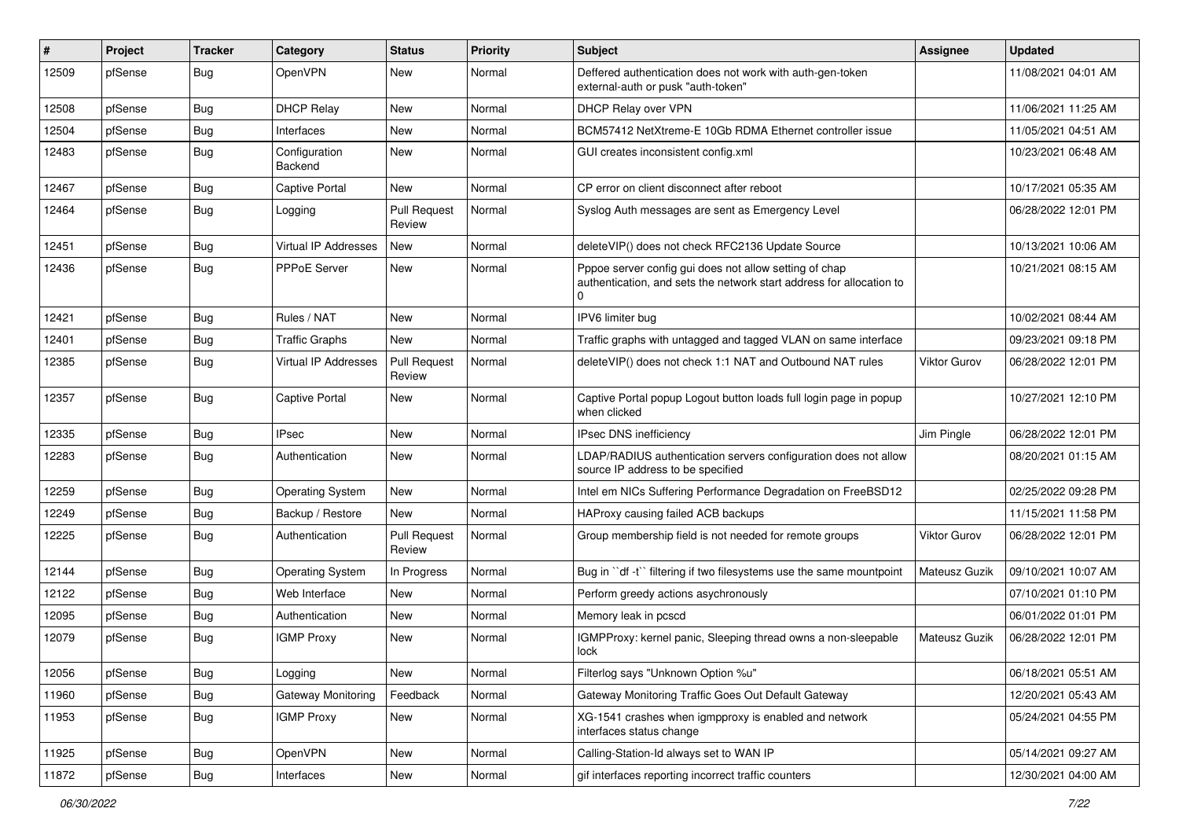| # | Project | Tracker | Category | Status | Priority | Subject | Assignee | Updated |
|---|---|---|---|---|---|---|---|---|
| 12509 | pfSense | Bug | OpenVPN | New | Normal | Deffered authentication does not work with auth-gen-token external-auth or pusk "auth-token" | | 11/08/2021 04:01 AM |
| 12508 | pfSense | Bug | DHCP Relay | New | Normal | DHCP Relay over VPN | | 11/06/2021 11:25 AM |
| 12504 | pfSense | Bug | Interfaces | New | Normal | BCM57412 NetXtreme-E 10Gb RDMA Ethernet controller issue | | 11/05/2021 04:51 AM |
| 12483 | pfSense | Bug | Configuration Backend | New | Normal | GUI creates inconsistent config.xml | | 10/23/2021 06:48 AM |
| 12467 | pfSense | Bug | Captive Portal | New | Normal | CP error on client disconnect after reboot | | 10/17/2021 05:35 AM |
| 12464 | pfSense | Bug | Logging | Pull Request Review | Normal | Syslog Auth messages are sent as Emergency Level | | 06/28/2022 12:01 PM |
| 12451 | pfSense | Bug | Virtual IP Addresses | New | Normal | deleteVIP() does not check RFC2136 Update Source | | 10/13/2021 10:06 AM |
| 12436 | pfSense | Bug | PPPoE Server | New | Normal | Pppoe server config gui does not allow setting of chap authentication, and sets the network start address for allocation to 0 | | 10/21/2021 08:15 AM |
| 12421 | pfSense | Bug | Rules / NAT | New | Normal | IPV6 limiter bug | | 10/02/2021 08:44 AM |
| 12401 | pfSense | Bug | Traffic Graphs | New | Normal | Traffic graphs with untagged and tagged VLAN on same interface | | 09/23/2021 09:18 PM |
| 12385 | pfSense | Bug | Virtual IP Addresses | Pull Request Review | Normal | deleteVIP() does not check 1:1 NAT and Outbound NAT rules | Viktor Gurov | 06/28/2022 12:01 PM |
| 12357 | pfSense | Bug | Captive Portal | New | Normal | Captive Portal popup Logout button loads full login page in popup when clicked | | 10/27/2021 12:10 PM |
| 12335 | pfSense | Bug | IPsec | New | Normal | IPsec DNS inefficiency | Jim Pingle | 06/28/2022 12:01 PM |
| 12283 | pfSense | Bug | Authentication | New | Normal | LDAP/RADIUS authentication servers configuration does not allow source IP address to be specified | | 08/20/2021 01:15 AM |
| 12259 | pfSense | Bug | Operating System | New | Normal | Intel em NICs Suffering Performance Degradation on FreeBSD12 | | 02/25/2022 09:28 PM |
| 12249 | pfSense | Bug | Backup / Restore | New | Normal | HAProxy causing failed ACB backups | | 11/15/2021 11:58 PM |
| 12225 | pfSense | Bug | Authentication | Pull Request Review | Normal | Group membership field is not needed for remote groups | Viktor Gurov | 06/28/2022 12:01 PM |
| 12144 | pfSense | Bug | Operating System | In Progress | Normal | Bug in ``df -t`` filtering if two filesystems use the same mountpoint | Mateusz Guzik | 09/10/2021 10:07 AM |
| 12122 | pfSense | Bug | Web Interface | New | Normal | Perform greedy actions asychronously | | 07/10/2021 01:10 PM |
| 12095 | pfSense | Bug | Authentication | New | Normal | Memory leak in pcscd | | 06/01/2022 01:01 PM |
| 12079 | pfSense | Bug | IGMP Proxy | New | Normal | IGMPProxy: kernel panic, Sleeping thread owns a non-sleepable lock | Mateusz Guzik | 06/28/2022 12:01 PM |
| 12056 | pfSense | Bug | Logging | New | Normal | Filterlog says "Unknown Option %u" | | 06/18/2021 05:51 AM |
| 11960 | pfSense | Bug | Gateway Monitoring | Feedback | Normal | Gateway Monitoring Traffic Goes Out Default Gateway | | 12/20/2021 05:43 AM |
| 11953 | pfSense | Bug | IGMP Proxy | New | Normal | XG-1541 crashes when igmpproxy is enabled and network interfaces status change | | 05/24/2021 04:55 PM |
| 11925 | pfSense | Bug | OpenVPN | New | Normal | Calling-Station-Id always set to WAN IP | | 05/14/2021 09:27 AM |
| 11872 | pfSense | Bug | Interfaces | New | Normal | gif interfaces reporting incorrect traffic counters | | 12/30/2021 04:00 AM |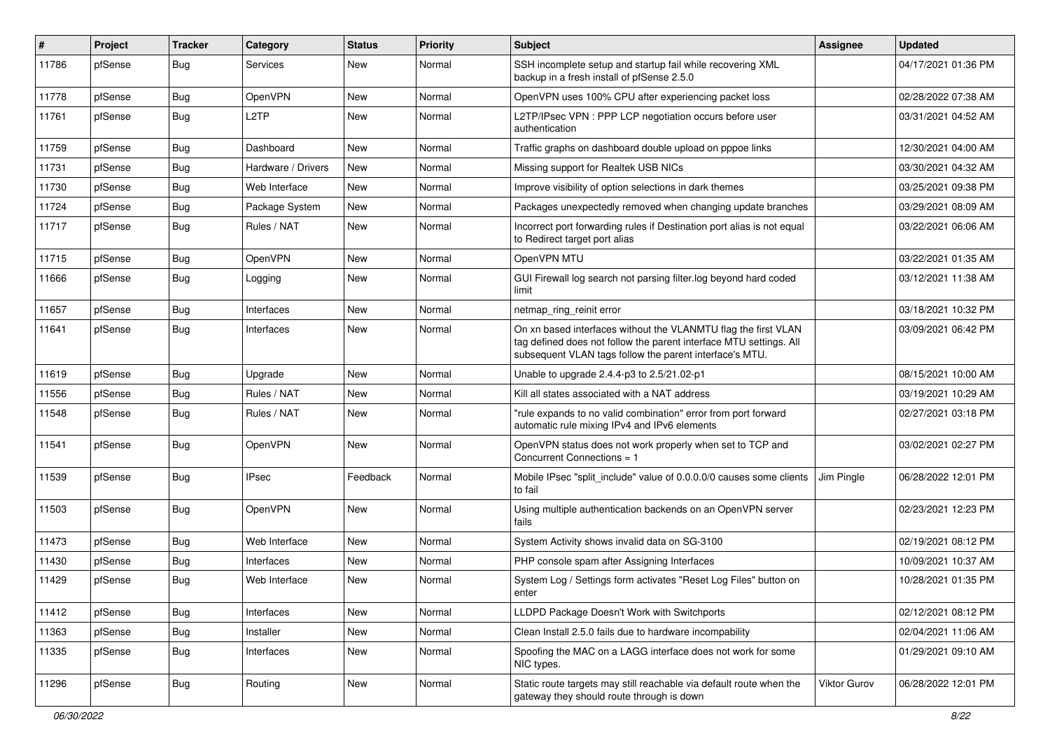| # | Project | Tracker | Category | Status | Priority | Subject | Assignee | Updated |
|---|---|---|---|---|---|---|---|---|
| 11786 | pfSense | Bug | Services | New | Normal | SSH incomplete setup and startup fail while recovering XML backup in a fresh install of pfSense 2.5.0 | | 04/17/2021 01:36 PM |
| 11778 | pfSense | Bug | OpenVPN | New | Normal | OpenVPN uses 100% CPU after experiencing packet loss | | 02/28/2022 07:38 AM |
| 11761 | pfSense | Bug | L2TP | New | Normal | L2TP/IPsec VPN : PPP LCP negotiation occurs before user authentication | | 03/31/2021 04:52 AM |
| 11759 | pfSense | Bug | Dashboard | New | Normal | Traffic graphs on dashboard double upload on pppoe links | | 12/30/2021 04:00 AM |
| 11731 | pfSense | Bug | Hardware / Drivers | New | Normal | Missing support for Realtek USB NICs | | 03/30/2021 04:32 AM |
| 11730 | pfSense | Bug | Web Interface | New | Normal | Improve visibility of option selections in dark themes | | 03/25/2021 09:38 PM |
| 11724 | pfSense | Bug | Package System | New | Normal | Packages unexpectedly removed when changing update branches | | 03/29/2021 08:09 AM |
| 11717 | pfSense | Bug | Rules / NAT | New | Normal | Incorrect port forwarding rules if Destination port alias is not equal to Redirect target port alias | | 03/22/2021 06:06 AM |
| 11715 | pfSense | Bug | OpenVPN | New | Normal | OpenVPN MTU | | 03/22/2021 01:35 AM |
| 11666 | pfSense | Bug | Logging | New | Normal | GUI Firewall log search not parsing filter.log beyond hard coded limit | | 03/12/2021 11:38 AM |
| 11657 | pfSense | Bug | Interfaces | New | Normal | netmap_ring_reinit error | | 03/18/2021 10:32 PM |
| 11641 | pfSense | Bug | Interfaces | New | Normal | On xn based interfaces without the VLANMTU flag the first VLAN tag defined does not follow the parent interface MTU settings. All subsequent VLAN tags follow the parent interface's MTU. | | 03/09/2021 06:42 PM |
| 11619 | pfSense | Bug | Upgrade | New | Normal | Unable to upgrade 2.4.4-p3 to 2.5/21.02-p1 | | 08/15/2021 10:00 AM |
| 11556 | pfSense | Bug | Rules / NAT | New | Normal | Kill all states associated with a NAT address | | 03/19/2021 10:29 AM |
| 11548 | pfSense | Bug | Rules / NAT | New | Normal | "rule expands to no valid combination" error from port forward automatic rule mixing IPv4 and IPv6 elements | | 02/27/2021 03:18 PM |
| 11541 | pfSense | Bug | OpenVPN | New | Normal | OpenVPN status does not work properly when set to TCP and Concurrent Connections = 1 | | 03/02/2021 02:27 PM |
| 11539 | pfSense | Bug | IPsec | Feedback | Normal | Mobile IPsec "split_include" value of 0.0.0.0/0 causes some clients to fail | Jim Pingle | 06/28/2022 12:01 PM |
| 11503 | pfSense | Bug | OpenVPN | New | Normal | Using multiple authentication backends on an OpenVPN server fails | | 02/23/2021 12:23 PM |
| 11473 | pfSense | Bug | Web Interface | New | Normal | System Activity shows invalid data on SG-3100 | | 02/19/2021 08:12 PM |
| 11430 | pfSense | Bug | Interfaces | New | Normal | PHP console spam after Assigning Interfaces | | 10/09/2021 10:37 AM |
| 11429 | pfSense | Bug | Web Interface | New | Normal | System Log / Settings form activates "Reset Log Files" button on enter | | 10/28/2021 01:35 PM |
| 11412 | pfSense | Bug | Interfaces | New | Normal | LLDPD Package Doesn't Work with Switchports | | 02/12/2021 08:12 PM |
| 11363 | pfSense | Bug | Installer | New | Normal | Clean Install 2.5.0 fails due to hardware incompatibility | | 02/04/2021 11:06 AM |
| 11335 | pfSense | Bug | Interfaces | New | Normal | Spoofing the MAC on a LAGG interface does not work for some NIC types. | | 01/29/2021 09:10 AM |
| 11296 | pfSense | Bug | Routing | New | Normal | Static route targets may still reachable via default route when the gateway they should route through is down | Viktor Gurov | 06/28/2022 12:01 PM |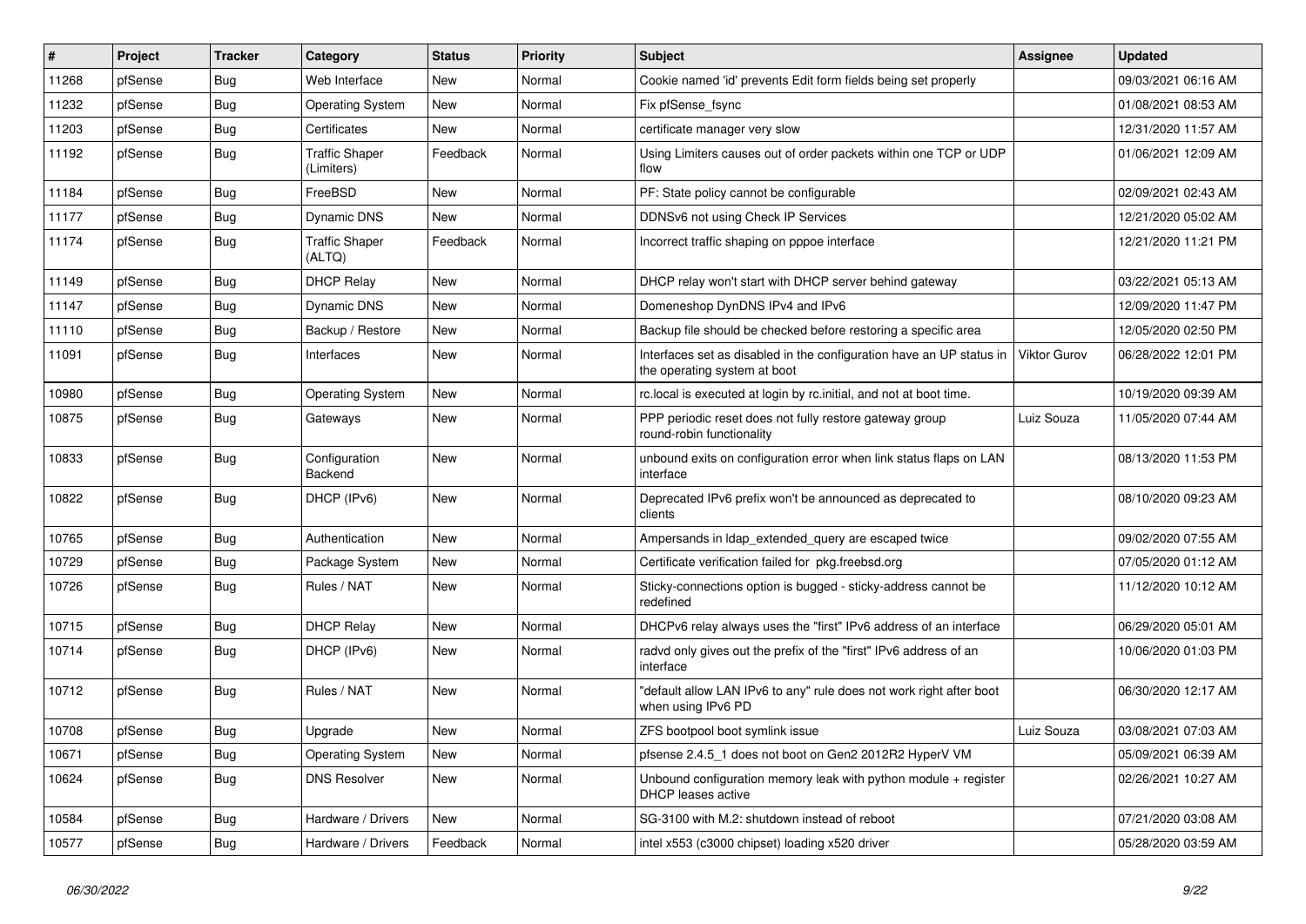| # | Project | Tracker | Category | Status | Priority | Subject | Assignee | Updated |
|---|---|---|---|---|---|---|---|---|
| 11268 | pfSense | Bug | Web Interface | New | Normal | Cookie named 'id' prevents Edit form fields being set properly | | 09/03/2021 06:16 AM |
| 11232 | pfSense | Bug | Operating System | New | Normal | Fix pfSense_fsync | | 01/08/2021 08:53 AM |
| 11203 | pfSense | Bug | Certificates | New | Normal | certificate manager very slow | | 12/31/2020 11:57 AM |
| 11192 | pfSense | Bug | Traffic Shaper (Limiters) | Feedback | Normal | Using Limiters causes out of order packets within one TCP or UDP flow | | 01/06/2021 12:09 AM |
| 11184 | pfSense | Bug | FreeBSD | New | Normal | PF: State policy cannot be configurable | | 02/09/2021 02:43 AM |
| 11177 | pfSense | Bug | Dynamic DNS | New | Normal | DDNSv6 not using Check IP Services | | 12/21/2020 05:02 AM |
| 11174 | pfSense | Bug | Traffic Shaper (ALTQ) | Feedback | Normal | Incorrect traffic shaping on pppoe interface | | 12/21/2020 11:21 PM |
| 11149 | pfSense | Bug | DHCP Relay | New | Normal | DHCP relay won't start with DHCP server behind gateway | | 03/22/2021 05:13 AM |
| 11147 | pfSense | Bug | Dynamic DNS | New | Normal | Domeneshop DynDNS IPv4 and IPv6 | | 12/09/2020 11:47 PM |
| 11110 | pfSense | Bug | Backup / Restore | New | Normal | Backup file should be checked before restoring a specific area | | 12/05/2020 02:50 PM |
| 11091 | pfSense | Bug | Interfaces | New | Normal | Interfaces set as disabled in the configuration have an UP status in the operating system at boot | Viktor Gurov | 06/28/2022 12:01 PM |
| 10980 | pfSense | Bug | Operating System | New | Normal | rc.local is executed at login by rc.initial, and not at boot time. | | 10/19/2020 09:39 AM |
| 10875 | pfSense | Bug | Gateways | New | Normal | PPP periodic reset does not fully restore gateway group round-robin functionality | Luiz Souza | 11/05/2020 07:44 AM |
| 10833 | pfSense | Bug | Configuration Backend | New | Normal | unbound exits on configuration error when link status flaps on LAN interface | | 08/13/2020 11:53 PM |
| 10822 | pfSense | Bug | DHCP (IPv6) | New | Normal | Deprecated IPv6 prefix won't be announced as deprecated to clients | | 08/10/2020 09:23 AM |
| 10765 | pfSense | Bug | Authentication | New | Normal | Ampersands in ldap_extended_query are escaped twice | | 09/02/2020 07:55 AM |
| 10729 | pfSense | Bug | Package System | New | Normal | Certificate verification failed for pkg.freebsd.org | | 07/05/2020 01:12 AM |
| 10726 | pfSense | Bug | Rules / NAT | New | Normal | Sticky-connections option is bugged - sticky-address cannot be redefined | | 11/12/2020 10:12 AM |
| 10715 | pfSense | Bug | DHCP Relay | New | Normal | DHCPv6 relay always uses the "first" IPv6 address of an interface | | 06/29/2020 05:01 AM |
| 10714 | pfSense | Bug | DHCP (IPv6) | New | Normal | radvd only gives out the prefix of the "first" IPv6 address of an interface | | 10/06/2020 01:03 PM |
| 10712 | pfSense | Bug | Rules / NAT | New | Normal | "default allow LAN IPv6 to any" rule does not work right after boot when using IPv6 PD | | 06/30/2020 12:17 AM |
| 10708 | pfSense | Bug | Upgrade | New | Normal | ZFS bootpool boot symlink issue | Luiz Souza | 03/08/2021 07:03 AM |
| 10671 | pfSense | Bug | Operating System | New | Normal | pfsense 2.4.5_1 does not boot on Gen2 2012R2 HyperV VM | | 05/09/2021 06:39 AM |
| 10624 | pfSense | Bug | DNS Resolver | New | Normal | Unbound configuration memory leak with python module + register DHCP leases active | | 02/26/2021 10:27 AM |
| 10584 | pfSense | Bug | Hardware / Drivers | New | Normal | SG-3100 with M.2: shutdown instead of reboot | | 07/21/2020 03:08 AM |
| 10577 | pfSense | Bug | Hardware / Drivers | Feedback | Normal | intel x553 (c3000 chipset) loading x520 driver | | 05/28/2020 03:59 AM |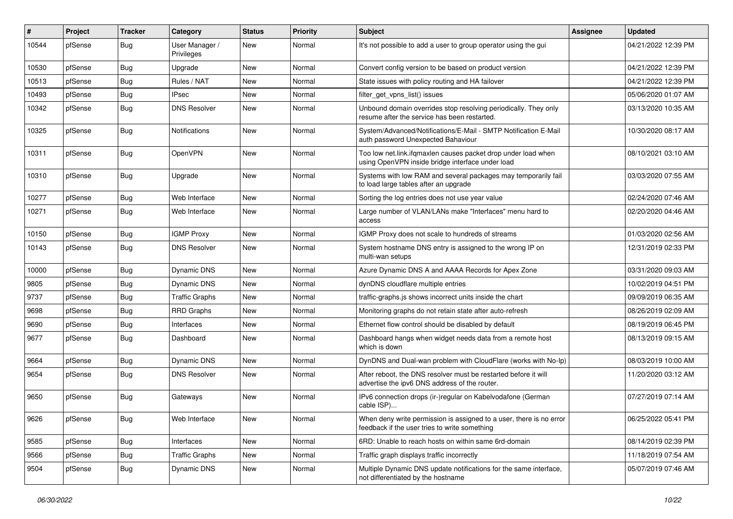| # | Project | Tracker | Category | Status | Priority | Subject | Assignee | Updated |
|---|---|---|---|---|---|---|---|---|
| 10544 | pfSense | Bug | User Manager / Privileges | New | Normal | It's not possible to add a user to group operator using the gui | | 04/21/2022 12:39 PM |
| 10530 | pfSense | Bug | Upgrade | New | Normal | Convert config version to be based on product version | | 04/21/2022 12:39 PM |
| 10513 | pfSense | Bug | Rules / NAT | New | Normal | State issues with policy routing and HA failover | | 04/21/2022 12:39 PM |
| 10493 | pfSense | Bug | IPsec | New | Normal | filter_get_vpns_list() issues | | 05/06/2020 01:07 AM |
| 10342 | pfSense | Bug | DNS Resolver | New | Normal | Unbound domain overrides stop resolving periodically. They only resume after the service has been restarted. | | 03/13/2020 10:35 AM |
| 10325 | pfSense | Bug | Notifications | New | Normal | System/Advanced/Notifications/E-Mail - SMTP Notification E-Mail auth password Unexpected Bahaviour | | 10/30/2020 08:17 AM |
| 10311 | pfSense | Bug | OpenVPN | New | Normal | Too low net.link.ifqmaxlen causes packet drop under load when using OpenVPN inside bridge interface under load | | 08/10/2021 03:10 AM |
| 10310 | pfSense | Bug | Upgrade | New | Normal | Systems with low RAM and several packages may temporarily fail to load large tables after an upgrade | | 03/03/2020 07:55 AM |
| 10277 | pfSense | Bug | Web Interface | New | Normal | Sorting the log entries does not use year value | | 02/24/2020 07:46 AM |
| 10271 | pfSense | Bug | Web Interface | New | Normal | Large number of VLAN/LANs make "Interfaces" menu hard to access | | 02/20/2020 04:46 AM |
| 10150 | pfSense | Bug | IGMP Proxy | New | Normal | IGMP Proxy does not scale to hundreds of streams | | 01/03/2020 02:56 AM |
| 10143 | pfSense | Bug | DNS Resolver | New | Normal | System hostname DNS entry is assigned to the wrong IP on multi-wan setups | | 12/31/2019 02:33 PM |
| 10000 | pfSense | Bug | Dynamic DNS | New | Normal | Azure Dynamic DNS A and AAAA Records for Apex Zone | | 03/31/2020 09:03 AM |
| 9805 | pfSense | Bug | Dynamic DNS | New | Normal | dynDNS cloudflare multiple entries | | 10/02/2019 04:51 PM |
| 9737 | pfSense | Bug | Traffic Graphs | New | Normal | traffic-graphs.js shows incorrect units inside the chart | | 09/09/2019 06:35 AM |
| 9698 | pfSense | Bug | RRD Graphs | New | Normal | Monitoring graphs do not retain state after auto-refresh | | 08/26/2019 02:09 AM |
| 9690 | pfSense | Bug | Interfaces | New | Normal | Ethernet flow control should be disabled by default | | 08/19/2019 06:45 PM |
| 9677 | pfSense | Bug | Dashboard | New | Normal | Dashboard hangs when widget needs data from a remote host which is down | | 08/13/2019 09:15 AM |
| 9664 | pfSense | Bug | Dynamic DNS | New | Normal | DynDNS and Dual-wan problem with CloudFlare (works with No-Ip) | | 08/03/2019 10:00 AM |
| 9654 | pfSense | Bug | DNS Resolver | New | Normal | After reboot, the DNS resolver must be restarted before it will advertise the ipv6 DNS address of the router. | | 11/20/2020 03:12 AM |
| 9650 | pfSense | Bug | Gateways | New | Normal | IPv6 connection drops (ir-)regular on Kabelvodafone (German cable ISP)... | | 07/27/2019 07:14 AM |
| 9626 | pfSense | Bug | Web Interface | New | Normal | When deny write permission is assigned to a user, there is no error feedback if the user tries to write something | | 06/25/2022 05:41 PM |
| 9585 | pfSense | Bug | Interfaces | New | Normal | 6RD: Unable to reach hosts on within same 6rd-domain | | 08/14/2019 02:39 PM |
| 9566 | pfSense | Bug | Traffic Graphs | New | Normal | Traffic graph displays traffic incorrectly | | 11/18/2019 07:54 AM |
| 9504 | pfSense | Bug | Dynamic DNS | New | Normal | Multiple Dynamic DNS update notifications for the same interface, not differentiated by the hostname | | 05/07/2019 07:46 AM |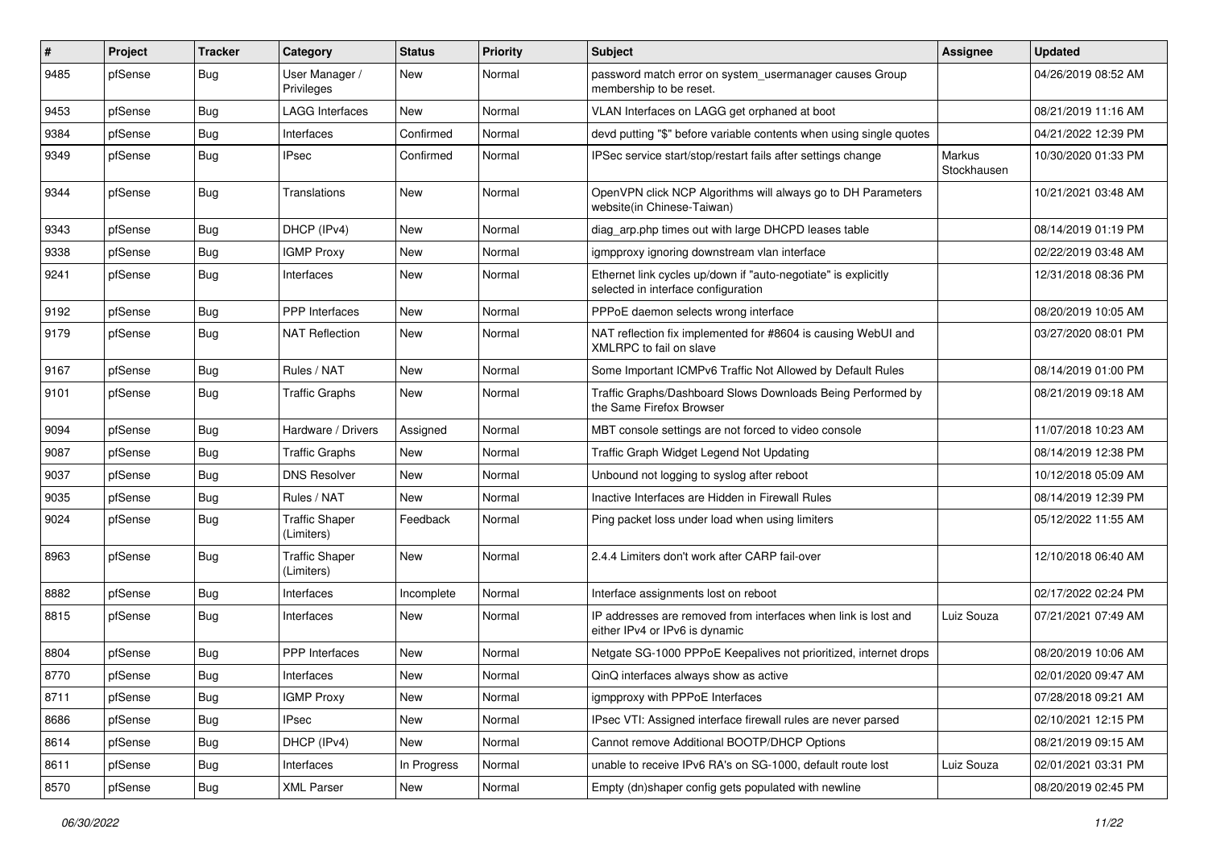| # | Project | Tracker | Category | Status | Priority | Subject | Assignee | Updated |
|---|---|---|---|---|---|---|---|---|
| 9485 | pfSense | Bug | User Manager / Privileges | New | Normal | password match error on system_usermanager causes Group membership to be reset. | | 04/26/2019 08:52 AM |
| 9453 | pfSense | Bug | LAGG Interfaces | New | Normal | VLAN Interfaces on LAGG get orphaned at boot | | 08/21/2019 11:16 AM |
| 9384 | pfSense | Bug | Interfaces | Confirmed | Normal | devd putting "$" before variable contents when using single quotes | | 04/21/2022 12:39 PM |
| 9349 | pfSense | Bug | IPsec | Confirmed | Normal | IPSec service start/stop/restart fails after settings change | Markus Stockhausen | 10/30/2020 01:33 PM |
| 9344 | pfSense | Bug | Translations | New | Normal | OpenVPN click NCP Algorithms will always go to DH Parameters website(in Chinese-Taiwan) | | 10/21/2021 03:48 AM |
| 9343 | pfSense | Bug | DHCP (IPv4) | New | Normal | diag_arp.php times out with large DHCPD leases table | | 08/14/2019 01:19 PM |
| 9338 | pfSense | Bug | IGMP Proxy | New | Normal | igmpproxy ignoring downstream vlan interface | | 02/22/2019 03:48 AM |
| 9241 | pfSense | Bug | Interfaces | New | Normal | Ethernet link cycles up/down if "auto-negotiate" is explicitly selected in interface configuration | | 12/31/2018 08:36 PM |
| 9192 | pfSense | Bug | PPP Interfaces | New | Normal | PPPoE daemon selects wrong interface | | 08/20/2019 10:05 AM |
| 9179 | pfSense | Bug | NAT Reflection | New | Normal | NAT reflection fix implemented for #8604 is causing WebUI and XMLRPC to fail on slave | | 03/27/2020 08:01 PM |
| 9167 | pfSense | Bug | Rules / NAT | New | Normal | Some Important ICMPv6 Traffic Not Allowed by Default Rules | | 08/14/2019 01:00 PM |
| 9101 | pfSense | Bug | Traffic Graphs | New | Normal | Traffic Graphs/Dashboard Slows Downloads Being Performed by the Same Firefox Browser | | 08/21/2019 09:18 AM |
| 9094 | pfSense | Bug | Hardware / Drivers | Assigned | Normal | MBT console settings are not forced to video console | | 11/07/2018 10:23 AM |
| 9087 | pfSense | Bug | Traffic Graphs | New | Normal | Traffic Graph Widget Legend Not Updating | | 08/14/2019 12:38 PM |
| 9037 | pfSense | Bug | DNS Resolver | New | Normal | Unbound not logging to syslog after reboot | | 10/12/2018 05:09 AM |
| 9035 | pfSense | Bug | Rules / NAT | New | Normal | Inactive Interfaces are Hidden in Firewall Rules | | 08/14/2019 12:39 PM |
| 9024 | pfSense | Bug | Traffic Shaper (Limiters) | Feedback | Normal | Ping packet loss under load when using limiters | | 05/12/2022 11:55 AM |
| 8963 | pfSense | Bug | Traffic Shaper (Limiters) | New | Normal | 2.4.4 Limiters don't work after CARP fail-over | | 12/10/2018 06:40 AM |
| 8882 | pfSense | Bug | Interfaces | Incomplete | Normal | Interface assignments lost on reboot | | 02/17/2022 02:24 PM |
| 8815 | pfSense | Bug | Interfaces | New | Normal | IP addresses are removed from interfaces when link is lost and either IPv4 or IPv6 is dynamic | Luiz Souza | 07/21/2021 07:49 AM |
| 8804 | pfSense | Bug | PPP Interfaces | New | Normal | Netgate SG-1000 PPPoE Keepalives not prioritized, internet drops | | 08/20/2019 10:06 AM |
| 8770 | pfSense | Bug | Interfaces | New | Normal | QinQ interfaces always show as active | | 02/01/2020 09:47 AM |
| 8711 | pfSense | Bug | IGMP Proxy | New | Normal | igmpproxy with PPPoE Interfaces | | 07/28/2018 09:21 AM |
| 8686 | pfSense | Bug | IPsec | New | Normal | IPsec VTI: Assigned interface firewall rules are never parsed | | 02/10/2021 12:15 PM |
| 8614 | pfSense | Bug | DHCP (IPv4) | New | Normal | Cannot remove Additional BOOTP/DHCP Options | | 08/21/2019 09:15 AM |
| 8611 | pfSense | Bug | Interfaces | In Progress | Normal | unable to receive IPv6 RA's on SG-1000, default route lost | Luiz Souza | 02/01/2021 03:31 PM |
| 8570 | pfSense | Bug | XML Parser | New | Normal | Empty (dn)shaper config gets populated with newline | | 08/20/2019 02:45 PM |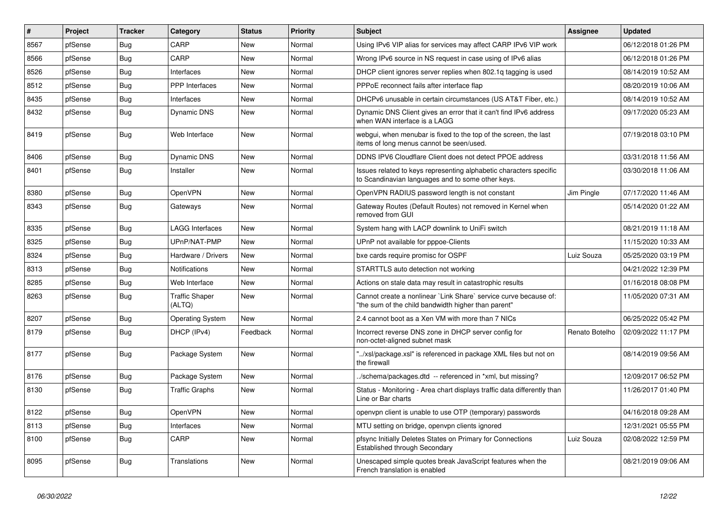| # | Project | Tracker | Category | Status | Priority | Subject | Assignee | Updated |
|---|---|---|---|---|---|---|---|---|
| 8567 | pfSense | Bug | CARP | New | Normal | Using IPv6 VIP alias for services may affect CARP IPv6 VIP work | | 06/12/2018 01:26 PM |
| 8566 | pfSense | Bug | CARP | New | Normal | Wrong IPv6 source in NS request in case using of IPv6 alias | | 06/12/2018 01:26 PM |
| 8526 | pfSense | Bug | Interfaces | New | Normal | DHCP client ignores server replies when 802.1q tagging is used | | 08/14/2019 10:52 AM |
| 8512 | pfSense | Bug | PPP Interfaces | New | Normal | PPPoE reconnect fails after interface flap | | 08/20/2019 10:06 AM |
| 8435 | pfSense | Bug | Interfaces | New | Normal | DHCPv6 unusable in certain circumstances (US AT&T Fiber, etc.) | | 08/14/2019 10:52 AM |
| 8432 | pfSense | Bug | Dynamic DNS | New | Normal | Dynamic DNS Client gives an error that it can't find IPv6 address when WAN interface is a LAGG | | 09/17/2020 05:23 AM |
| 8419 | pfSense | Bug | Web Interface | New | Normal | webgui, when menubar is fixed to the top of the screen, the last items of long menus cannot be seen/used. | | 07/19/2018 03:10 PM |
| 8406 | pfSense | Bug | Dynamic DNS | New | Normal | DDNS IPV6 Cloudflare Client does not detect PPOE address | | 03/31/2018 11:56 AM |
| 8401 | pfSense | Bug | Installer | New | Normal | Issues related to keys representing alphabetic characters specific to Scandinavian languages and to some other keys. | | 03/30/2018 11:06 AM |
| 8380 | pfSense | Bug | OpenVPN | New | Normal | OpenVPN RADIUS password length is not constant | Jim Pingle | 07/17/2020 11:46 AM |
| 8343 | pfSense | Bug | Gateways | New | Normal | Gateway Routes (Default Routes) not removed in Kernel when removed from GUI | | 05/14/2020 01:22 AM |
| 8335 | pfSense | Bug | LAGG Interfaces | New | Normal | System hang with LACP downlink to UniFi switch | | 08/21/2019 11:18 AM |
| 8325 | pfSense | Bug | UPnP/NAT-PMP | New | Normal | UPnP not available for pppoe-Clients | | 11/15/2020 10:33 AM |
| 8324 | pfSense | Bug | Hardware / Drivers | New | Normal | bxe cards require promisc for OSPF | Luiz Souza | 05/25/2020 03:19 PM |
| 8313 | pfSense | Bug | Notifications | New | Normal | STARTTLS auto detection not working | | 04/21/2022 12:39 PM |
| 8285 | pfSense | Bug | Web Interface | New | Normal | Actions on stale data may result in catastrophic results | | 01/16/2018 08:08 PM |
| 8263 | pfSense | Bug | Traffic Shaper (ALTQ) | New | Normal | Cannot create a nonlinear `Link Share` service curve because of: "the sum of the child bandwidth higher than parent" | | 11/05/2020 07:31 AM |
| 8207 | pfSense | Bug | Operating System | New | Normal | 2.4 cannot boot as a Xen VM with more than 7 NICs | | 06/25/2022 05:42 PM |
| 8179 | pfSense | Bug | DHCP (IPv4) | Feedback | Normal | Incorrect reverse DNS zone in DHCP server config for non-octet-aligned subnet mask | Renato Botelho | 02/09/2022 11:17 PM |
| 8177 | pfSense | Bug | Package System | New | Normal | "../xsl/package.xsl" is referenced in package XML files but not on the firewall | | 08/14/2019 09:56 AM |
| 8176 | pfSense | Bug | Package System | New | Normal | ../schema/packages.dtd -- referenced in *xml, but missing? | | 12/09/2017 06:52 PM |
| 8130 | pfSense | Bug | Traffic Graphs | New | Normal | Status - Monitoring - Area chart displays traffic data differently than Line or Bar charts | | 11/26/2017 01:40 PM |
| 8122 | pfSense | Bug | OpenVPN | New | Normal | openvpn client is unable to use OTP (temporary) passwords | | 04/16/2018 09:28 AM |
| 8113 | pfSense | Bug | Interfaces | New | Normal | MTU setting on bridge, openvpn clients ignored | | 12/31/2021 05:55 PM |
| 8100 | pfSense | Bug | CARP | New | Normal | pfsync Initially Deletes States on Primary for Connections Established through Secondary | Luiz Souza | 02/08/2022 12:59 PM |
| 8095 | pfSense | Bug | Translations | New | Normal | Unescaped simple quotes break JavaScript features when the French translation is enabled | | 08/21/2019 09:06 AM |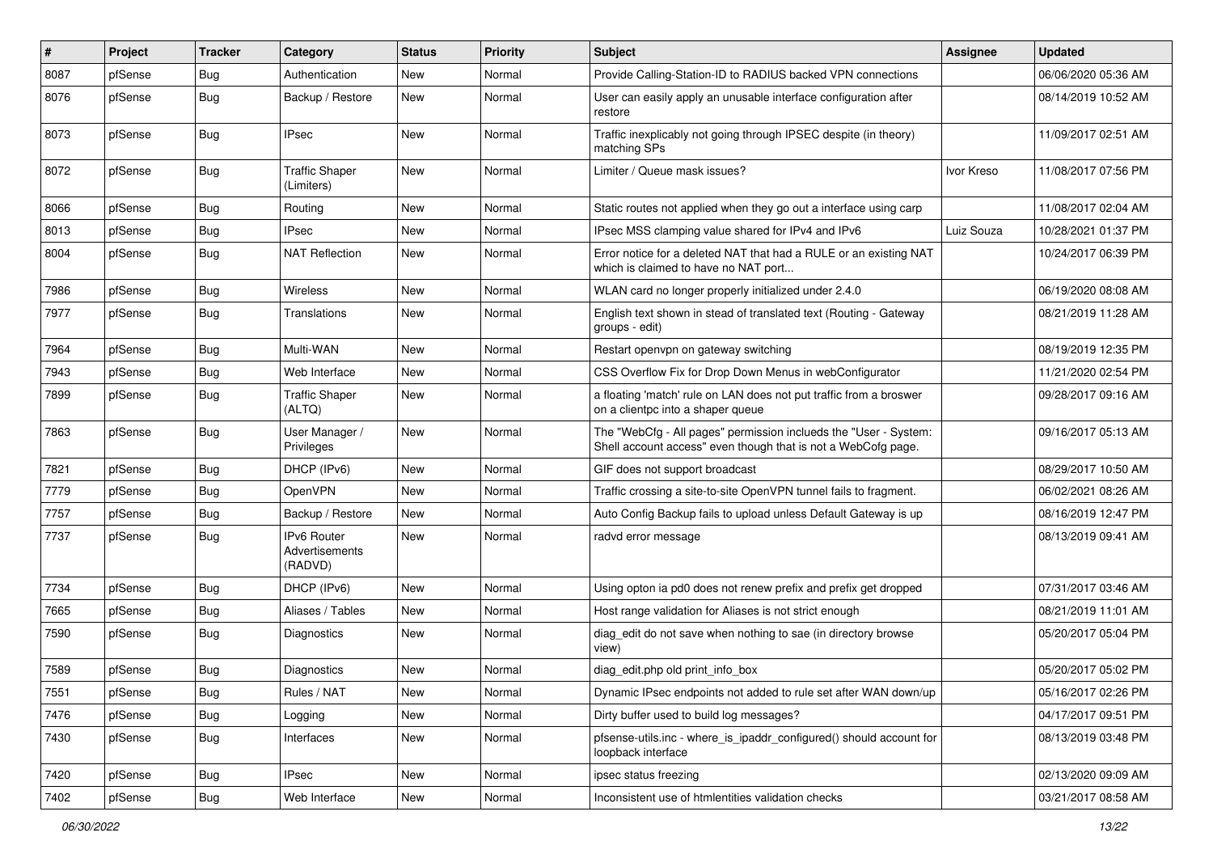| # | Project | Tracker | Category | Status | Priority | Subject | Assignee | Updated |
|---|---|---|---|---|---|---|---|---|
| 8087 | pfSense | Bug | Authentication | New | Normal | Provide Calling-Station-ID to RADIUS backed VPN connections | | 06/06/2020 05:36 AM |
| 8076 | pfSense | Bug | Backup / Restore | New | Normal | User can easily apply an unusable interface configuration after restore | | 08/14/2019 10:52 AM |
| 8073 | pfSense | Bug | IPsec | New | Normal | Traffic inexplicably not going through IPSEC despite (in theory) matching SPs | | 11/09/2017 02:51 AM |
| 8072 | pfSense | Bug | Traffic Shaper (Limiters) | New | Normal | Limiter / Queue mask issues? | Ivor Kreso | 11/08/2017 07:56 PM |
| 8066 | pfSense | Bug | Routing | New | Normal | Static routes not applied when they go out a interface using carp | | 11/08/2017 02:04 AM |
| 8013 | pfSense | Bug | IPsec | New | Normal | IPsec MSS clamping value shared for IPv4 and IPv6 | Luiz Souza | 10/28/2021 01:37 PM |
| 8004 | pfSense | Bug | NAT Reflection | New | Normal | Error notice for a deleted NAT that had a RULE or an existing NAT which is claimed to have no NAT port... | | 10/24/2017 06:39 PM |
| 7986 | pfSense | Bug | Wireless | New | Normal | WLAN card no longer properly initialized under 2.4.0 | | 06/19/2020 08:08 AM |
| 7977 | pfSense | Bug | Translations | New | Normal | English text shown in stead of translated text (Routing - Gateway groups - edit) | | 08/21/2019 11:28 AM |
| 7964 | pfSense | Bug | Multi-WAN | New | Normal | Restart openvpn on gateway switching | | 08/19/2019 12:35 PM |
| 7943 | pfSense | Bug | Web Interface | New | Normal | CSS Overflow Fix for Drop Down Menus in webConfigurator | | 11/21/2020 02:54 PM |
| 7899 | pfSense | Bug | Traffic Shaper (ALTQ) | New | Normal | a floating 'match' rule on LAN does not put traffic from a broswer on a clientpc into a shaper queue | | 09/28/2017 09:16 AM |
| 7863 | pfSense | Bug | User Manager / Privileges | New | Normal | The "WebCfg - All pages" permission inclueds the "User - System: Shell account access" even though that is not a WebCofg page. | | 09/16/2017 05:13 AM |
| 7821 | pfSense | Bug | DHCP (IPv6) | New | Normal | GIF does not support broadcast | | 08/29/2017 10:50 AM |
| 7779 | pfSense | Bug | OpenVPN | New | Normal | Traffic crossing a site-to-site OpenVPN tunnel fails to fragment. | | 06/02/2021 08:26 AM |
| 7757 | pfSense | Bug | Backup / Restore | New | Normal | Auto Config Backup fails to upload unless Default Gateway is up | | 08/16/2019 12:47 PM |
| 7737 | pfSense | Bug | IPv6 Router Advertisements (RADVD) | New | Normal | radvd error message | | 08/13/2019 09:41 AM |
| 7734 | pfSense | Bug | DHCP (IPv6) | New | Normal | Using opton ia pd0 does not renew prefix and prefix get dropped | | 07/31/2017 03:46 AM |
| 7665 | pfSense | Bug | Aliases / Tables | New | Normal | Host range validation for Aliases is not strict enough | | 08/21/2019 11:01 AM |
| 7590 | pfSense | Bug | Diagnostics | New | Normal | diag_edit do not save when nothing to sae (in directory browse view) | | 05/20/2017 05:04 PM |
| 7589 | pfSense | Bug | Diagnostics | New | Normal | diag_edit.php old print_info_box | | 05/20/2017 05:02 PM |
| 7551 | pfSense | Bug | Rules / NAT | New | Normal | Dynamic IPsec endpoints not added to rule set after WAN down/up | | 05/16/2017 02:26 PM |
| 7476 | pfSense | Bug | Logging | New | Normal | Dirty buffer used to build log messages? | | 04/17/2017 09:51 PM |
| 7430 | pfSense | Bug | Interfaces | New | Normal | pfsense-utils.inc - where_is_ipaddr_configured() should account for loopback interface | | 08/13/2019 03:48 PM |
| 7420 | pfSense | Bug | IPsec | New | Normal | ipsec status freezing | | 02/13/2020 09:09 AM |
| 7402 | pfSense | Bug | Web Interface | New | Normal | Inconsistent use of htmlentities validation checks | | 03/21/2017 08:58 AM |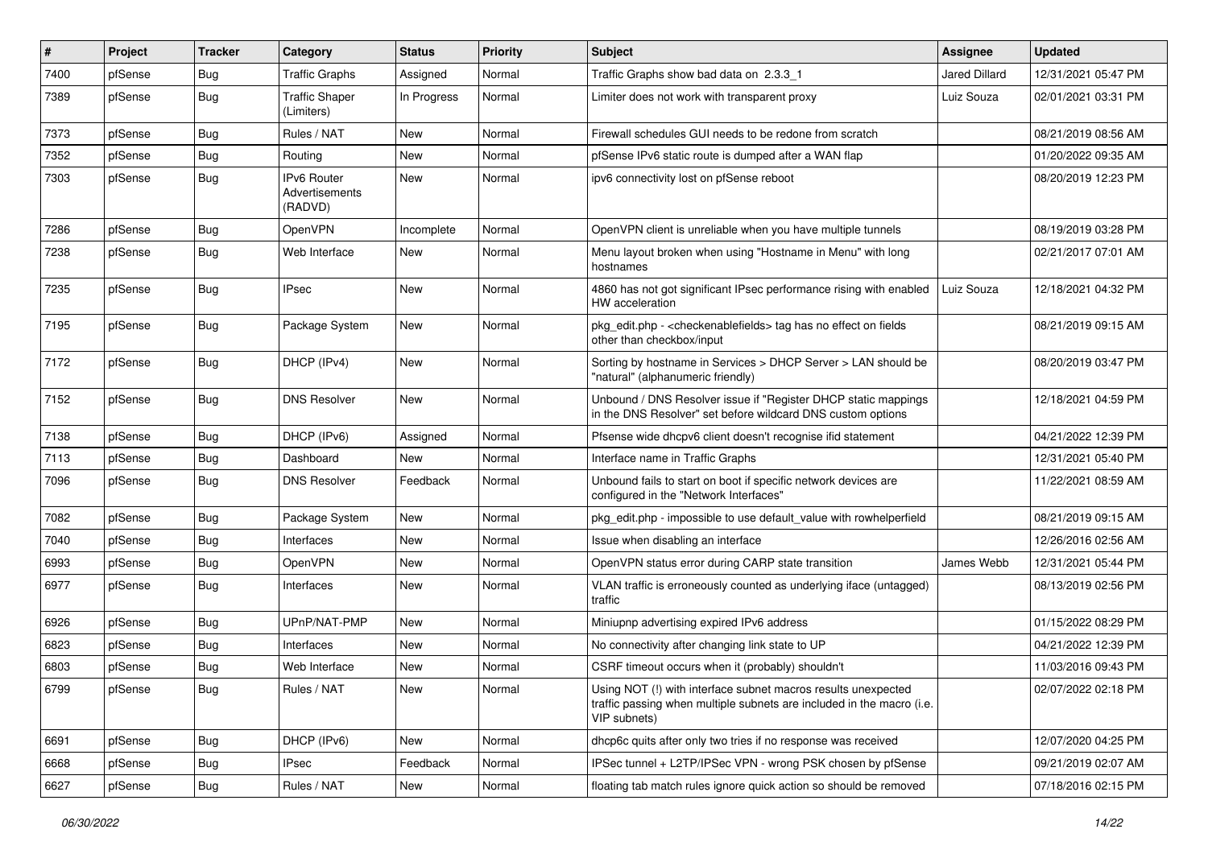| # | Project | Tracker | Category | Status | Priority | Subject | Assignee | Updated |
|---|---|---|---|---|---|---|---|---|
| 7400 | pfSense | Bug | Traffic Graphs | Assigned | Normal | Traffic Graphs show bad data on 2.3.3_1 | Jared Dillard | 12/31/2021 05:47 PM |
| 7389 | pfSense | Bug | Traffic Shaper (Limiters) | In Progress | Normal | Limiter does not work with transparent proxy | Luiz Souza | 02/01/2021 03:31 PM |
| 7373 | pfSense | Bug | Rules / NAT | New | Normal | Firewall schedules GUI needs to be redone from scratch | | 08/21/2019 08:56 AM |
| 7352 | pfSense | Bug | Routing | New | Normal | pfSense IPv6 static route is dumped after a WAN flap | | 01/20/2022 09:35 AM |
| 7303 | pfSense | Bug | IPv6 Router Advertisements (RADVD) | New | Normal | ipv6 connectivity lost on pfSense reboot | | 08/20/2019 12:23 PM |
| 7286 | pfSense | Bug | OpenVPN | Incomplete | Normal | OpenVPN client is unreliable when you have multiple tunnels | | 08/19/2019 03:28 PM |
| 7238 | pfSense | Bug | Web Interface | New | Normal | Menu layout broken when using "Hostname in Menu" with long hostnames | | 02/21/2017 07:01 AM |
| 7235 | pfSense | Bug | IPsec | New | Normal | 4860 has not got significant IPsec performance rising with enabled HW acceleration | Luiz Souza | 12/18/2021 04:32 PM |
| 7195 | pfSense | Bug | Package System | New | Normal | pkg_edit.php - <checkenablefields> tag has no effect on fields other than checkbox/input | | 08/21/2019 09:15 AM |
| 7172 | pfSense | Bug | DHCP (IPv4) | New | Normal | Sorting by hostname in Services > DHCP Server > LAN should be "natural" (alphanumeric friendly) | | 08/20/2019 03:47 PM |
| 7152 | pfSense | Bug | DNS Resolver | New | Normal | Unbound / DNS Resolver issue if "Register DHCP static mappings in the DNS Resolver" set before wildcard DNS custom options | | 12/18/2021 04:59 PM |
| 7138 | pfSense | Bug | DHCP (IPv6) | Assigned | Normal | Pfsense wide dhcpv6 client doesn't recognise ifid statement | | 04/21/2022 12:39 PM |
| 7113 | pfSense | Bug | Dashboard | New | Normal | Interface name in Traffic Graphs | | 12/31/2021 05:40 PM |
| 7096 | pfSense | Bug | DNS Resolver | Feedback | Normal | Unbound fails to start on boot if specific network devices are configured in the "Network Interfaces" | | 11/22/2021 08:59 AM |
| 7082 | pfSense | Bug | Package System | New | Normal | pkg_edit.php - impossible to use default_value with rowhelperfield | | 08/21/2019 09:15 AM |
| 7040 | pfSense | Bug | Interfaces | New | Normal | Issue when disabling an interface | | 12/26/2016 02:56 AM |
| 6993 | pfSense | Bug | OpenVPN | New | Normal | OpenVPN status error during CARP state transition | James Webb | 12/31/2021 05:44 PM |
| 6977 | pfSense | Bug | Interfaces | New | Normal | VLAN traffic is erroneously counted as underlying iface (untagged) traffic | | 08/13/2019 02:56 PM |
| 6926 | pfSense | Bug | UPnP/NAT-PMP | New | Normal | Miniupnp advertising expired IPv6 address | | 01/15/2022 08:29 PM |
| 6823 | pfSense | Bug | Interfaces | New | Normal | No connectivity after changing link state to UP | | 04/21/2022 12:39 PM |
| 6803 | pfSense | Bug | Web Interface | New | Normal | CSRF timeout occurs when it (probably) shouldn't | | 11/03/2016 09:43 PM |
| 6799 | pfSense | Bug | Rules / NAT | New | Normal | Using NOT (!) with interface subnet macros results unexpected traffic passing when multiple subnets are included in the macro (i.e. VIP subnets) | | 02/07/2022 02:18 PM |
| 6691 | pfSense | Bug | DHCP (IPv6) | New | Normal | dhcp6c quits after only two tries if no response was received | | 12/07/2020 04:25 PM |
| 6668 | pfSense | Bug | IPsec | Feedback | Normal | IPSec tunnel + L2TP/IPSec VPN - wrong PSK chosen by pfSense | | 09/21/2019 02:07 AM |
| 6627 | pfSense | Bug | Rules / NAT | New | Normal | floating tab match rules ignore quick action so should be removed | | 07/18/2016 02:15 PM |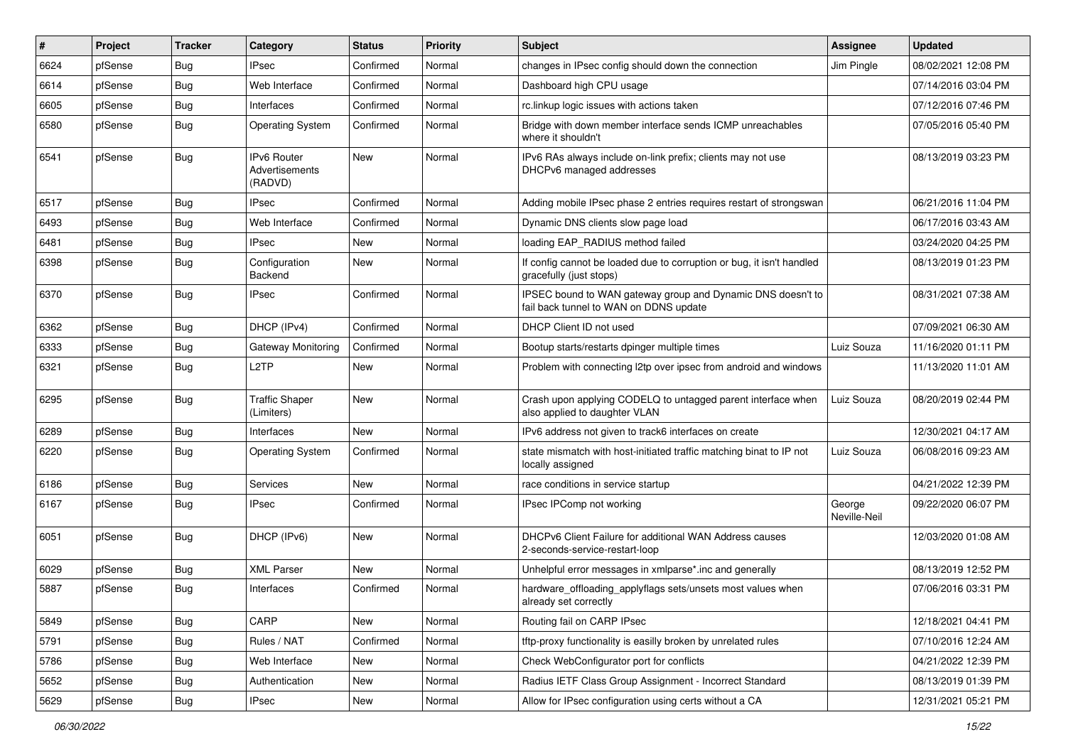| # | Project | Tracker | Category | Status | Priority | Subject | Assignee | Updated |
|---|---|---|---|---|---|---|---|---|
| 6624 | pfSense | Bug | IPsec | Confirmed | Normal | changes in IPsec config should down the connection | Jim Pingle | 08/02/2021 12:08 PM |
| 6614 | pfSense | Bug | Web Interface | Confirmed | Normal | Dashboard high CPU usage | | 07/14/2016 03:04 PM |
| 6605 | pfSense | Bug | Interfaces | Confirmed | Normal | rc.linkup logic issues with actions taken | | 07/12/2016 07:46 PM |
| 6580 | pfSense | Bug | Operating System | Confirmed | Normal | Bridge with down member interface sends ICMP unreachables where it shouldn't | | 07/05/2016 05:40 PM |
| 6541 | pfSense | Bug | IPv6 Router Advertisements (RADVD) | New | Normal | IPv6 RAs always include on-link prefix; clients may not use DHCPv6 managed addresses | | 08/13/2019 03:23 PM |
| 6517 | pfSense | Bug | IPsec | Confirmed | Normal | Adding mobile IPsec phase 2 entries requires restart of strongswan | | 06/21/2016 11:04 PM |
| 6493 | pfSense | Bug | Web Interface | Confirmed | Normal | Dynamic DNS clients slow page load | | 06/17/2016 03:43 AM |
| 6481 | pfSense | Bug | IPsec | New | Normal | loading EAP_RADIUS method failed | | 03/24/2020 04:25 PM |
| 6398 | pfSense | Bug | Configuration Backend | New | Normal | If config cannot be loaded due to corruption or bug, it isn't handled gracefully (just stops) | | 08/13/2019 01:23 PM |
| 6370 | pfSense | Bug | IPsec | Confirmed | Normal | IPSEC bound to WAN gateway group and Dynamic DNS doesn't to fail back tunnel to WAN on DDNS update | | 08/31/2021 07:38 AM |
| 6362 | pfSense | Bug | DHCP (IPv4) | Confirmed | Normal | DHCP Client ID not used | | 07/09/2021 06:30 AM |
| 6333 | pfSense | Bug | Gateway Monitoring | Confirmed | Normal | Bootup starts/restarts dpinger multiple times | Luiz Souza | 11/16/2020 01:11 PM |
| 6321 | pfSense | Bug | L2TP | New | Normal | Problem with connecting l2tp over ipsec from android and windows | | 11/13/2020 11:01 AM |
| 6295 | pfSense | Bug | Traffic Shaper (Limiters) | New | Normal | Crash upon applying CODELQ to untagged parent interface when also applied to daughter VLAN | Luiz Souza | 08/20/2019 02:44 PM |
| 6289 | pfSense | Bug | Interfaces | New | Normal | IPv6 address not given to track6 interfaces on create | | 12/30/2021 04:17 AM |
| 6220 | pfSense | Bug | Operating System | Confirmed | Normal | state mismatch with host-initiated traffic matching binat to IP not locally assigned | Luiz Souza | 06/08/2016 09:23 AM |
| 6186 | pfSense | Bug | Services | New | Normal | race conditions in service startup | | 04/21/2022 12:39 PM |
| 6167 | pfSense | Bug | IPsec | Confirmed | Normal | IPsec IPComp not working | George Neville-Neil | 09/22/2020 06:07 PM |
| 6051 | pfSense | Bug | DHCP (IPv6) | New | Normal | DHCPv6 Client Failure for additional WAN Address causes 2-seconds-service-restart-loop | | 12/03/2020 01:08 AM |
| 6029 | pfSense | Bug | XML Parser | New | Normal | Unhelpful error messages in xmlparse*.inc and generally | | 08/13/2019 12:52 PM |
| 5887 | pfSense | Bug | Interfaces | Confirmed | Normal | hardware_offloading_applyflags sets/unsets most values when already set correctly | | 07/06/2016 03:31 PM |
| 5849 | pfSense | Bug | CARP | New | Normal | Routing fail on CARP IPsec | | 12/18/2021 04:41 PM |
| 5791 | pfSense | Bug | Rules / NAT | Confirmed | Normal | tftp-proxy functionality is easilly broken by unrelated rules | | 07/10/2016 12:24 AM |
| 5786 | pfSense | Bug | Web Interface | New | Normal | Check WebConfigurator port for conflicts | | 04/21/2022 12:39 PM |
| 5652 | pfSense | Bug | Authentication | New | Normal | Radius IETF Class Group Assignment - Incorrect Standard | | 08/13/2019 01:39 PM |
| 5629 | pfSense | Bug | IPsec | New | Normal | Allow for IPsec configuration using certs without a CA | | 12/31/2021 05:21 PM |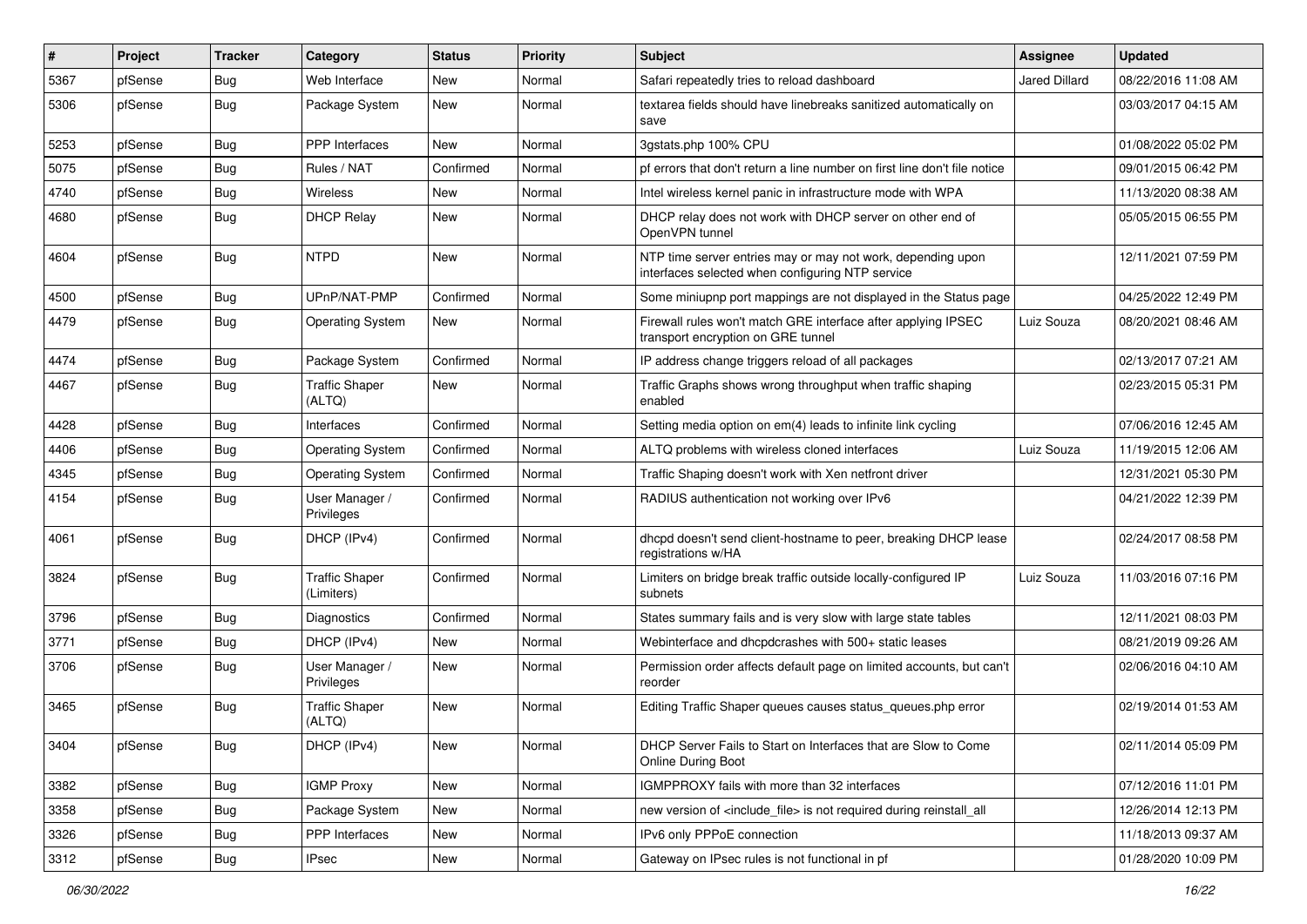| # | Project | Tracker | Category | Status | Priority | Subject | Assignee | Updated |
|---|---|---|---|---|---|---|---|---|
| 5367 | pfSense | Bug | Web Interface | New | Normal | Safari repeatedly tries to reload dashboard | Jared Dillard | 08/22/2016 11:08 AM |
| 5306 | pfSense | Bug | Package System | New | Normal | textarea fields should have linebreaks sanitized automatically on save | | 03/03/2017 04:15 AM |
| 5253 | pfSense | Bug | PPP Interfaces | New | Normal | 3gstats.php 100% CPU | | 01/08/2022 05:02 PM |
| 5075 | pfSense | Bug | Rules / NAT | Confirmed | Normal | pf errors that don't return a line number on first line don't file notice | | 09/01/2015 06:42 PM |
| 4740 | pfSense | Bug | Wireless | New | Normal | Intel wireless kernel panic in infrastructure mode with WPA | | 11/13/2020 08:38 AM |
| 4680 | pfSense | Bug | DHCP Relay | New | Normal | DHCP relay does not work with DHCP server on other end of OpenVPN tunnel | | 05/05/2015 06:55 PM |
| 4604 | pfSense | Bug | NTPD | New | Normal | NTP time server entries may or may not work, depending upon interfaces selected when configuring NTP service | | 12/11/2021 07:59 PM |
| 4500 | pfSense | Bug | UPnP/NAT-PMP | Confirmed | Normal | Some miniupnp port mappings are not displayed in the Status page | | 04/25/2022 12:49 PM |
| 4479 | pfSense | Bug | Operating System | New | Normal | Firewall rules won't match GRE interface after applying IPSEC transport encryption on GRE tunnel | Luiz Souza | 08/20/2021 08:46 AM |
| 4474 | pfSense | Bug | Package System | Confirmed | Normal | IP address change triggers reload of all packages | | 02/13/2017 07:21 AM |
| 4467 | pfSense | Bug | Traffic Shaper (ALTQ) | New | Normal | Traffic Graphs shows wrong throughput when traffic shaping enabled | | 02/23/2015 05:31 PM |
| 4428 | pfSense | Bug | Interfaces | Confirmed | Normal | Setting media option on em(4) leads to infinite link cycling | | 07/06/2016 12:45 AM |
| 4406 | pfSense | Bug | Operating System | Confirmed | Normal | ALTQ problems with wireless cloned interfaces | Luiz Souza | 11/19/2015 12:06 AM |
| 4345 | pfSense | Bug | Operating System | Confirmed | Normal | Traffic Shaping doesn't work with Xen netfront driver | | 12/31/2021 05:30 PM |
| 4154 | pfSense | Bug | User Manager / Privileges | Confirmed | Normal | RADIUS authentication not working over IPv6 | | 04/21/2022 12:39 PM |
| 4061 | pfSense | Bug | DHCP (IPv4) | Confirmed | Normal | dhcpd doesn't send client-hostname to peer, breaking DHCP lease registrations w/HA | | 02/24/2017 08:58 PM |
| 3824 | pfSense | Bug | Traffic Shaper (Limiters) | Confirmed | Normal | Limiters on bridge break traffic outside locally-configured IP subnets | Luiz Souza | 11/03/2016 07:16 PM |
| 3796 | pfSense | Bug | Diagnostics | Confirmed | Normal | States summary fails and is very slow with large state tables | | 12/11/2021 08:03 PM |
| 3771 | pfSense | Bug | DHCP (IPv4) | New | Normal | Webinterface and dhcpdcrashes with 500+ static leases | | 08/21/2019 09:26 AM |
| 3706 | pfSense | Bug | User Manager / Privileges | New | Normal | Permission order affects default page on limited accounts, but can't reorder | | 02/06/2016 04:10 AM |
| 3465 | pfSense | Bug | Traffic Shaper (ALTQ) | New | Normal | Editing Traffic Shaper queues causes status_queues.php error | | 02/19/2014 01:53 AM |
| 3404 | pfSense | Bug | DHCP (IPv4) | New | Normal | DHCP Server Fails to Start on Interfaces that are Slow to Come Online During Boot | | 02/11/2014 05:09 PM |
| 3382 | pfSense | Bug | IGMP Proxy | New | Normal | IGMPPROXY fails with more than 32 interfaces | | 07/12/2016 11:01 PM |
| 3358 | pfSense | Bug | Package System | New | Normal | new version of <include_file> is not required during reinstall_all | | 12/26/2014 12:13 PM |
| 3326 | pfSense | Bug | PPP Interfaces | New | Normal | IPv6 only PPPoE connection | | 11/18/2013 09:37 AM |
| 3312 | pfSense | Bug | IPsec | New | Normal | Gateway on IPsec rules is not functional in pf | | 01/28/2020 10:09 PM |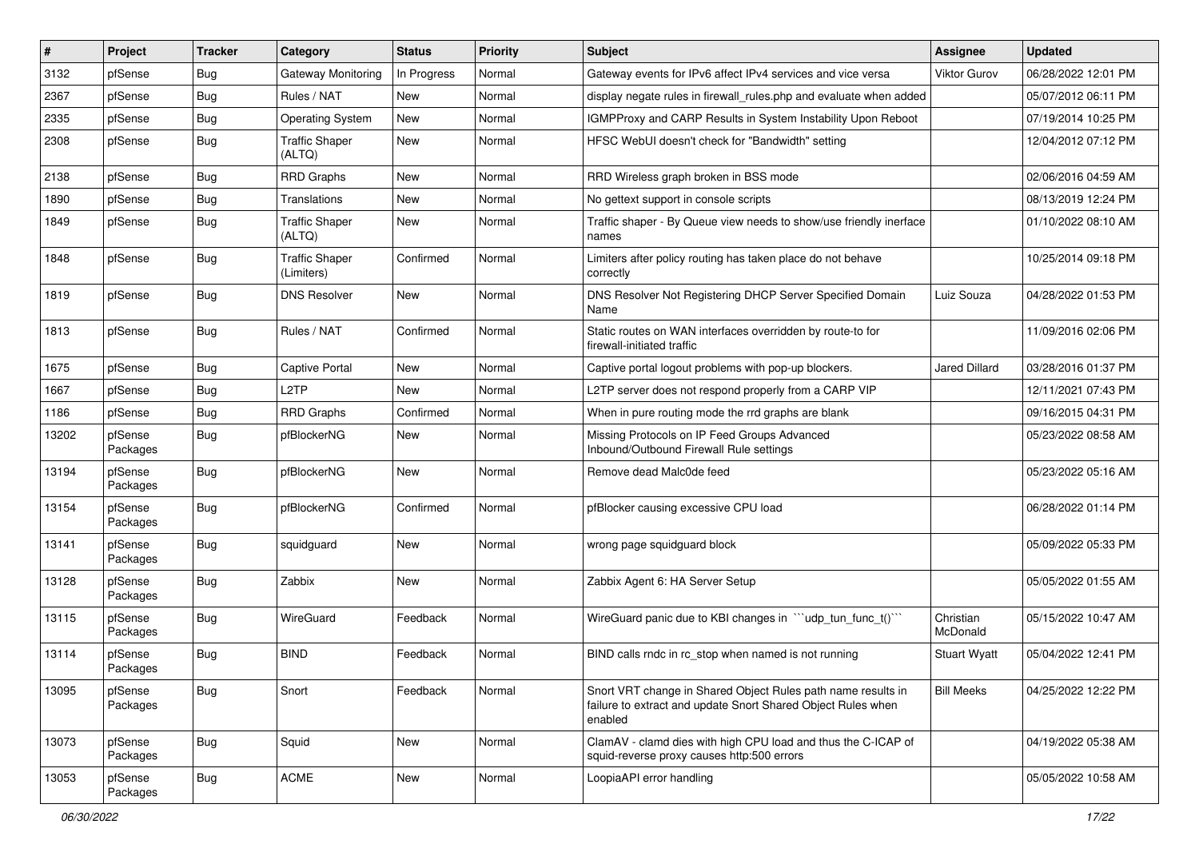| # | Project | Tracker | Category | Status | Priority | Subject | Assignee | Updated |
|---|---|---|---|---|---|---|---|---|
| 3132 | pfSense | Bug | Gateway Monitoring | In Progress | Normal | Gateway events for IPv6 affect IPv4 services and vice versa | Viktor Gurov | 06/28/2022 12:01 PM |
| 2367 | pfSense | Bug | Rules / NAT | New | Normal | display negate rules in firewall_rules.php and evaluate when added | | 05/07/2012 06:11 PM |
| 2335 | pfSense | Bug | Operating System | New | Normal | IGMPProxy and CARP Results in System Instability Upon Reboot | | 07/19/2014 10:25 PM |
| 2308 | pfSense | Bug | Traffic Shaper (ALTQ) | New | Normal | HFSC WebUI doesn't check for "Bandwidth" setting | | 12/04/2012 07:12 PM |
| 2138 | pfSense | Bug | RRD Graphs | New | Normal | RRD Wireless graph broken in BSS mode | | 02/06/2016 04:59 AM |
| 1890 | pfSense | Bug | Translations | New | Normal | No gettext support in console scripts | | 08/13/2019 12:24 PM |
| 1849 | pfSense | Bug | Traffic Shaper (ALTQ) | New | Normal | Traffic shaper - By Queue view needs to show/use friendly inerface names | | 01/10/2022 08:10 AM |
| 1848 | pfSense | Bug | Traffic Shaper (Limiters) | Confirmed | Normal | Limiters after policy routing has taken place do not behave correctly | | 10/25/2014 09:18 PM |
| 1819 | pfSense | Bug | DNS Resolver | New | Normal | DNS Resolver Not Registering DHCP Server Specified Domain Name | Luiz Souza | 04/28/2022 01:53 PM |
| 1813 | pfSense | Bug | Rules / NAT | Confirmed | Normal | Static routes on WAN interfaces overridden by route-to for firewall-initiated traffic | | 11/09/2016 02:06 PM |
| 1675 | pfSense | Bug | Captive Portal | New | Normal | Captive portal logout problems with pop-up blockers. | Jared Dillard | 03/28/2016 01:37 PM |
| 1667 | pfSense | Bug | L2TP | New | Normal | L2TP server does not respond properly from a CARP VIP | | 12/11/2021 07:43 PM |
| 1186 | pfSense | Bug | RRD Graphs | Confirmed | Normal | When in pure routing mode the rrd graphs are blank | | 09/16/2015 04:31 PM |
| 13202 | pfSense Packages | Bug | pfBlockerNG | New | Normal | Missing Protocols on IP Feed Groups Advanced Inbound/Outbound Firewall Rule settings | | 05/23/2022 08:58 AM |
| 13194 | pfSense Packages | Bug | pfBlockerNG | New | Normal | Remove dead Malc0de feed | | 05/23/2022 05:16 AM |
| 13154 | pfSense Packages | Bug | pfBlockerNG | Confirmed | Normal | pfBlocker causing excessive CPU load | | 06/28/2022 01:14 PM |
| 13141 | pfSense Packages | Bug | squidguard | New | Normal | wrong page squidguard block | | 05/09/2022 05:33 PM |
| 13128 | pfSense Packages | Bug | Zabbix | New | Normal | Zabbix Agent 6: HA Server Setup | | 05/05/2022 01:55 AM |
| 13115 | pfSense Packages | Bug | WireGuard | Feedback | Normal | WireGuard panic due to KBI changes in ```udp_tun_func_t()``` | Christian McDonald | 05/15/2022 10:47 AM |
| 13114 | pfSense Packages | Bug | BIND | Feedback | Normal | BIND calls rndc in rc_stop when named is not running | Stuart Wyatt | 05/04/2022 12:41 PM |
| 13095 | pfSense Packages | Bug | Snort | Feedback | Normal | Snort VRT change in Shared Object Rules path name results in failure to extract and update Snort Shared Object Rules when enabled | Bill Meeks | 04/25/2022 12:22 PM |
| 13073 | pfSense Packages | Bug | Squid | New | Normal | ClamAV - clamd dies with high CPU load and thus the C-ICAP of squid-reverse proxy causes http:500 errors | | 04/19/2022 05:38 AM |
| 13053 | pfSense Packages | Bug | ACME | New | Normal | LoopiaAPI error handling | | 05/05/2022 10:58 AM |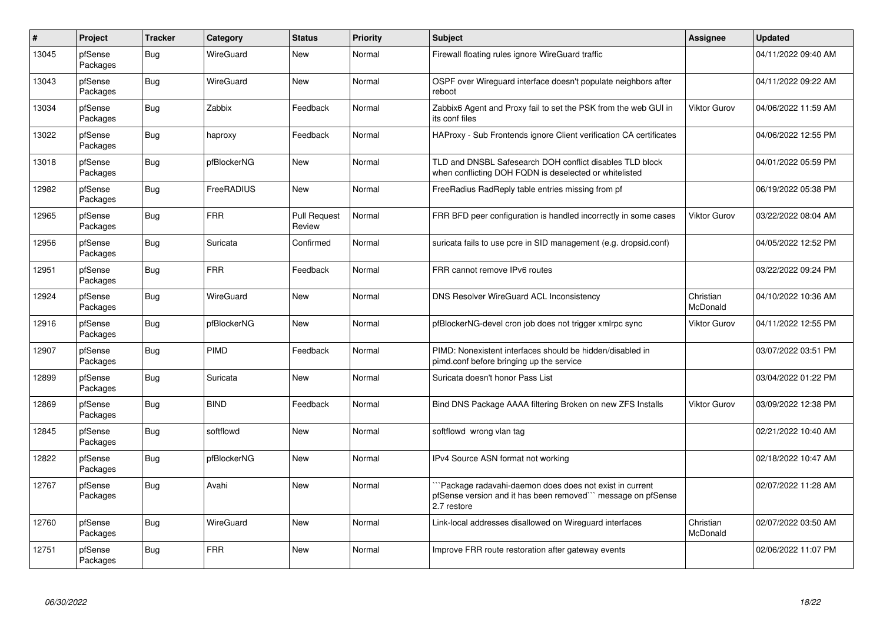| # | Project | Tracker | Category | Status | Priority | Subject | Assignee | Updated |
|---|---|---|---|---|---|---|---|---|
| 13045 | pfSense Packages | Bug | WireGuard | New | Normal | Firewall floating rules ignore WireGuard traffic | | 04/11/2022 09:40 AM |
| 13043 | pfSense Packages | Bug | WireGuard | New | Normal | OSPF over Wireguard interface doesn't populate neighbors after reboot | | 04/11/2022 09:22 AM |
| 13034 | pfSense Packages | Bug | Zabbix | Feedback | Normal | Zabbix6 Agent and Proxy fail to set the PSK from the web GUI in its conf files | Viktor Gurov | 04/06/2022 11:59 AM |
| 13022 | pfSense Packages | Bug | haproxy | Feedback | Normal | HAProxy - Sub Frontends ignore Client verification CA certificates | | 04/06/2022 12:55 PM |
| 13018 | pfSense Packages | Bug | pfBlockerNG | New | Normal | TLD and DNSBL Safesearch DOH conflict disables TLD block when conflicting DOH FQDN is deselected or whitelisted | | 04/01/2022 05:59 PM |
| 12982 | pfSense Packages | Bug | FreeRADIUS | New | Normal | FreeRadius RadReply table entries missing from pf | | 06/19/2022 05:38 PM |
| 12965 | pfSense Packages | Bug | FRR | Pull Request Review | Normal | FRR BFD peer configuration is handled incorrectly in some cases | Viktor Gurov | 03/22/2022 08:04 AM |
| 12956 | pfSense Packages | Bug | Suricata | Confirmed | Normal | suricata fails to use pcre in SID management (e.g. dropsid.conf) | | 04/05/2022 12:52 PM |
| 12951 | pfSense Packages | Bug | FRR | Feedback | Normal | FRR cannot remove IPv6 routes | | 03/22/2022 09:24 PM |
| 12924 | pfSense Packages | Bug | WireGuard | New | Normal | DNS Resolver WireGuard ACL Inconsistency | Christian McDonald | 04/10/2022 10:36 AM |
| 12916 | pfSense Packages | Bug | pfBlockerNG | New | Normal | pfBlockerNG-devel cron job does not trigger xmlrpc sync | Viktor Gurov | 04/11/2022 12:55 PM |
| 12907 | pfSense Packages | Bug | PIMD | Feedback | Normal | PIMD: Nonexistent interfaces should be hidden/disabled in pimd.conf before bringing up the service | | 03/07/2022 03:51 PM |
| 12899 | pfSense Packages | Bug | Suricata | New | Normal | Suricata doesn't honor Pass List | | 03/04/2022 01:22 PM |
| 12869 | pfSense Packages | Bug | BIND | Feedback | Normal | Bind DNS Package AAAA filtering Broken on new ZFS Installs | Viktor Gurov | 03/09/2022 12:38 PM |
| 12845 | pfSense Packages | Bug | softflowd | New | Normal | softflowd wrong vlan tag | | 02/21/2022 10:40 AM |
| 12822 | pfSense Packages | Bug | pfBlockerNG | New | Normal | IPv4 Source ASN format not working | | 02/18/2022 10:47 AM |
| 12767 | pfSense Packages | Bug | Avahi | New | Normal | ```Package radavahi-daemon does does not exist in current pfSense version and it has been removed``` message on pfSense 2.7 restore | | 02/07/2022 11:28 AM |
| 12760 | pfSense Packages | Bug | WireGuard | New | Normal | Link-local addresses disallowed on Wireguard interfaces | Christian McDonald | 02/07/2022 03:50 AM |
| 12751 | pfSense Packages | Bug | FRR | New | Normal | Improve FRR route restoration after gateway events | | 02/06/2022 11:07 PM |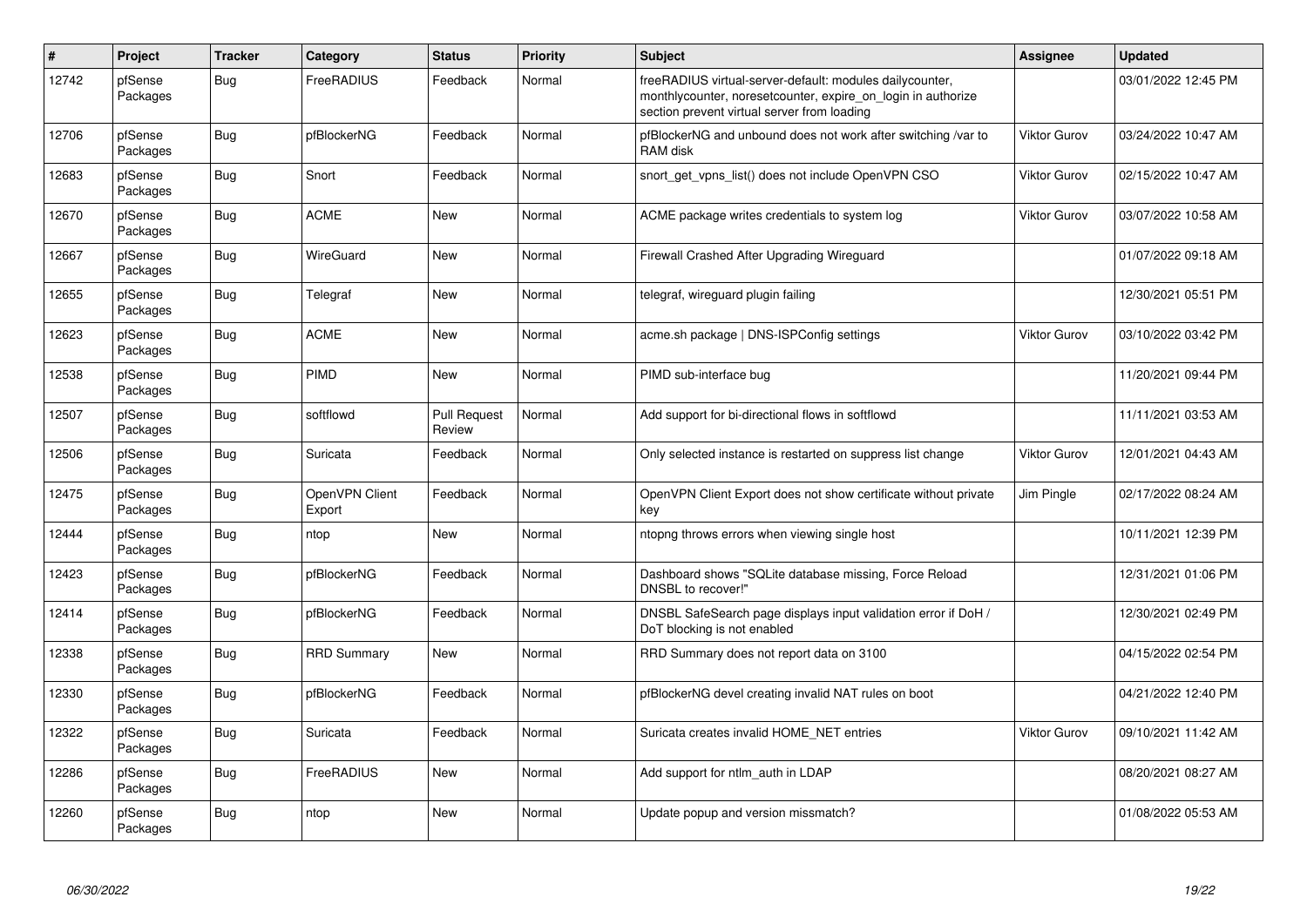| # | Project | Tracker | Category | Status | Priority | Subject | Assignee | Updated |
|---|---|---|---|---|---|---|---|---|
| 12742 | pfSense Packages | Bug | FreeRADIUS | Feedback | Normal | freeRADIUS virtual-server-default: modules dailycounter, monthlycounter, noresetcounter, expire_on_login in authorize section prevent virtual server from loading | | 03/01/2022 12:45 PM |
| 12706 | pfSense Packages | Bug | pfBlockerNG | Feedback | Normal | pfBlockerNG and unbound does not work after switching /var to RAM disk | Viktor Gurov | 03/24/2022 10:47 AM |
| 12683 | pfSense Packages | Bug | Snort | Feedback | Normal | snort_get_vpns_list() does not include OpenVPN CSO | Viktor Gurov | 02/15/2022 10:47 AM |
| 12670 | pfSense Packages | Bug | ACME | New | Normal | ACME package writes credentials to system log | Viktor Gurov | 03/07/2022 10:58 AM |
| 12667 | pfSense Packages | Bug | WireGuard | New | Normal | Firewall Crashed After Upgrading Wireguard | | 01/07/2022 09:18 AM |
| 12655 | pfSense Packages | Bug | Telegraf | New | Normal | telegraf, wireguard plugin failing | | 12/30/2021 05:51 PM |
| 12623 | pfSense Packages | Bug | ACME | New | Normal | acme.sh package \| DNS-ISPConfig settings | Viktor Gurov | 03/10/2022 03:42 PM |
| 12538 | pfSense Packages | Bug | PIMD | New | Normal | PIMD sub-interface bug | | 11/20/2021 09:44 PM |
| 12507 | pfSense Packages | Bug | softflowd | Pull Request Review | Normal | Add support for bi-directional flows in softflowd | | 11/11/2021 03:53 AM |
| 12506 | pfSense Packages | Bug | Suricata | Feedback | Normal | Only selected instance is restarted on suppress list change | Viktor Gurov | 12/01/2021 04:43 AM |
| 12475 | pfSense Packages | Bug | OpenVPN Client Export | Feedback | Normal | OpenVPN Client Export does not show certificate without private key | Jim Pingle | 02/17/2022 08:24 AM |
| 12444 | pfSense Packages | Bug | ntop | New | Normal | ntopng throws errors when viewing single host | | 10/11/2021 12:39 PM |
| 12423 | pfSense Packages | Bug | pfBlockerNG | Feedback | Normal | Dashboard shows "SQLite database missing, Force Reload DNSBL to recover!" | | 12/31/2021 01:06 PM |
| 12414 | pfSense Packages | Bug | pfBlockerNG | Feedback | Normal | DNSBL SafeSearch page displays input validation error if DoH / DoT blocking is not enabled | | 12/30/2021 02:49 PM |
| 12338 | pfSense Packages | Bug | RRD Summary | New | Normal | RRD Summary does not report data on 3100 | | 04/15/2022 02:54 PM |
| 12330 | pfSense Packages | Bug | pfBlockerNG | Feedback | Normal | pfBlockerNG devel creating invalid NAT rules on boot | | 04/21/2022 12:40 PM |
| 12322 | pfSense Packages | Bug | Suricata | Feedback | Normal | Suricata creates invalid HOME_NET entries | Viktor Gurov | 09/10/2021 11:42 AM |
| 12286 | pfSense Packages | Bug | FreeRADIUS | New | Normal | Add support for ntlm_auth in LDAP | | 08/20/2021 08:27 AM |
| 12260 | pfSense Packages | Bug | ntop | New | Normal | Update popup and version missmatch? | | 01/08/2022 05:53 AM |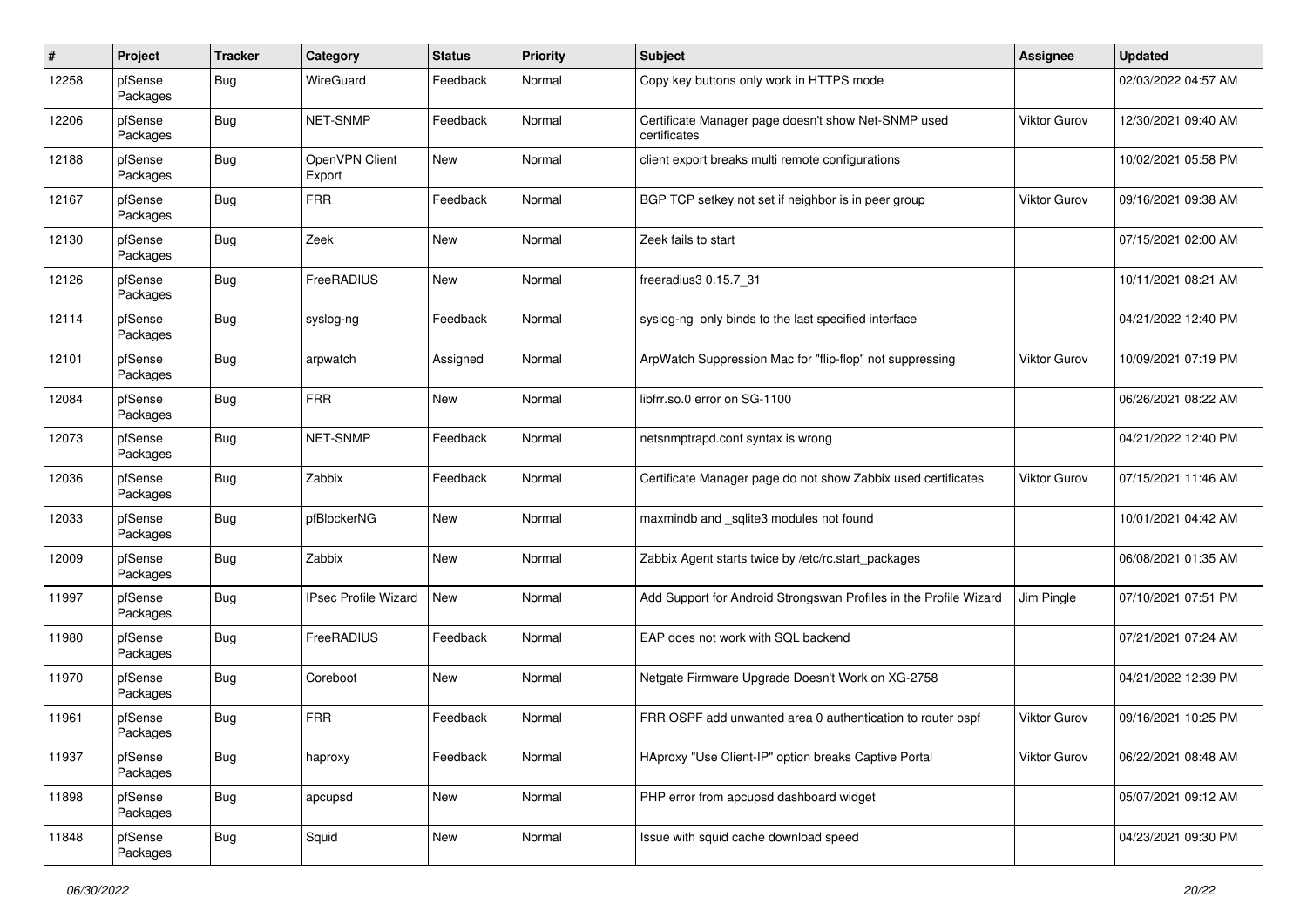| # | Project | Tracker | Category | Status | Priority | Subject | Assignee | Updated |
|---|---|---|---|---|---|---|---|---|
| 12258 | pfSense Packages | Bug | WireGuard | Feedback | Normal | Copy key buttons only work in HTTPS mode | | 02/03/2022 04:57 AM |
| 12206 | pfSense Packages | Bug | NET-SNMP | Feedback | Normal | Certificate Manager page doesn't show Net-SNMP used certificates | Viktor Gurov | 12/30/2021 09:40 AM |
| 12188 | pfSense Packages | Bug | OpenVPN Client Export | New | Normal | client export breaks multi remote configurations | | 10/02/2021 05:58 PM |
| 12167 | pfSense Packages | Bug | FRR | Feedback | Normal | BGP TCP setkey not set if neighbor is in peer group | Viktor Gurov | 09/16/2021 09:38 AM |
| 12130 | pfSense Packages | Bug | Zeek | New | Normal | Zeek fails to start | | 07/15/2021 02:00 AM |
| 12126 | pfSense Packages | Bug | FreeRADIUS | New | Normal | freeradius3 0.15.7_31 | | 10/11/2021 08:21 AM |
| 12114 | pfSense Packages | Bug | syslog-ng | Feedback | Normal | syslog-ng only binds to the last specified interface | | 04/21/2022 12:40 PM |
| 12101 | pfSense Packages | Bug | arpwatch | Assigned | Normal | ArpWatch Suppression Mac for "flip-flop" not suppressing | Viktor Gurov | 10/09/2021 07:19 PM |
| 12084 | pfSense Packages | Bug | FRR | New | Normal | libfrr.so.0 error on SG-1100 | | 06/26/2021 08:22 AM |
| 12073 | pfSense Packages | Bug | NET-SNMP | Feedback | Normal | netsnmptrapd.conf syntax is wrong | | 04/21/2022 12:40 PM |
| 12036 | pfSense Packages | Bug | Zabbix | Feedback | Normal | Certificate Manager page do not show Zabbix used certificates | Viktor Gurov | 07/15/2021 11:46 AM |
| 12033 | pfSense Packages | Bug | pfBlockerNG | New | Normal | maxmindb and _sqlite3 modules not found | | 10/01/2021 04:42 AM |
| 12009 | pfSense Packages | Bug | Zabbix | New | Normal | Zabbix Agent starts twice by /etc/rc.start_packages | | 06/08/2021 01:35 AM |
| 11997 | pfSense Packages | Bug | IPsec Profile Wizard | New | Normal | Add Support for Android Strongswan Profiles in the Profile Wizard | Jim Pingle | 07/10/2021 07:51 PM |
| 11980 | pfSense Packages | Bug | FreeRADIUS | Feedback | Normal | EAP does not work with SQL backend | | 07/21/2021 07:24 AM |
| 11970 | pfSense Packages | Bug | Coreboot | New | Normal | Netgate Firmware Upgrade Doesn't Work on XG-2758 | | 04/21/2022 12:39 PM |
| 11961 | pfSense Packages | Bug | FRR | Feedback | Normal | FRR OSPF add unwanted area 0 authentication to router ospf | Viktor Gurov | 09/16/2021 10:25 PM |
| 11937 | pfSense Packages | Bug | haproxy | Feedback | Normal | HAproxy "Use Client-IP" option breaks Captive Portal | Viktor Gurov | 06/22/2021 08:48 AM |
| 11898 | pfSense Packages | Bug | apcupsd | New | Normal | PHP error from apcupsd dashboard widget | | 05/07/2021 09:12 AM |
| 11848 | pfSense Packages | Bug | Squid | New | Normal | Issue with squid cache download speed | | 04/23/2021 09:30 PM |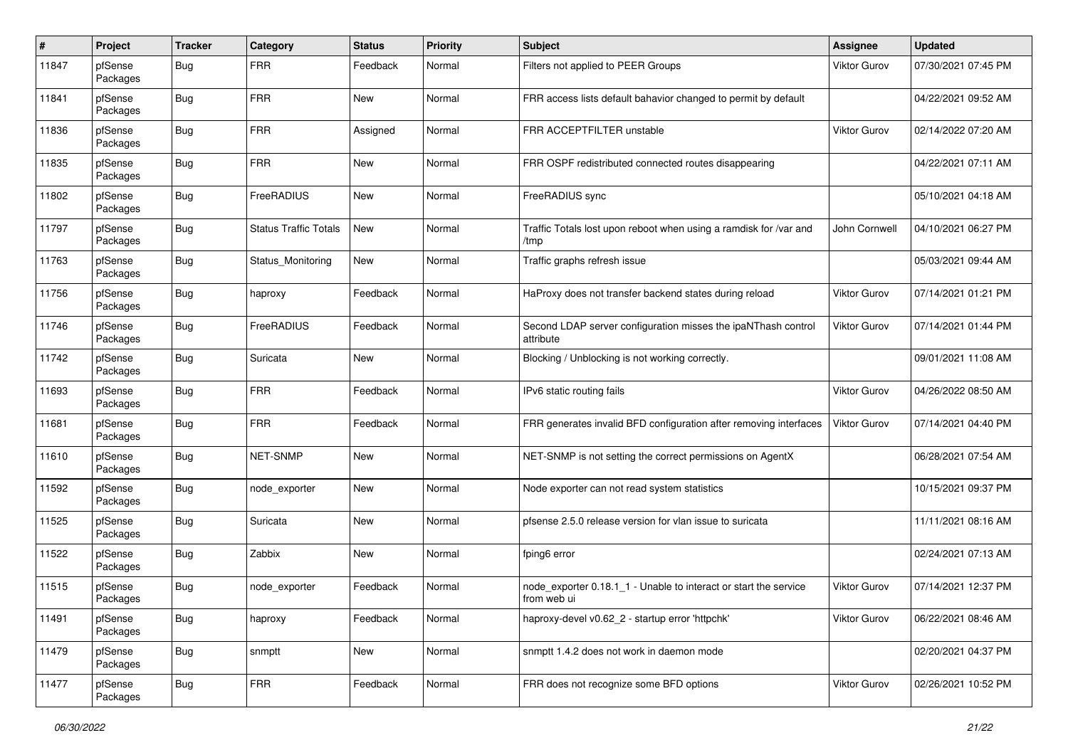| # | Project | Tracker | Category | Status | Priority | Subject | Assignee | Updated |
|---|---|---|---|---|---|---|---|---|
| 11847 | pfSense Packages | Bug | FRR | Feedback | Normal | Filters not applied to PEER Groups | Viktor Gurov | 07/30/2021 07:45 PM |
| 11841 | pfSense Packages | Bug | FRR | New | Normal | FRR access lists default bahavior changed to permit by default | | 04/22/2021 09:52 AM |
| 11836 | pfSense Packages | Bug | FRR | Assigned | Normal | FRR ACCEPTFILTER unstable | Viktor Gurov | 02/14/2022 07:20 AM |
| 11835 | pfSense Packages | Bug | FRR | New | Normal | FRR OSPF redistributed connected routes disappearing | | 04/22/2021 07:11 AM |
| 11802 | pfSense Packages | Bug | FreeRADIUS | New | Normal | FreeRADIUS sync | | 05/10/2021 04:18 AM |
| 11797 | pfSense Packages | Bug | Status Traffic Totals | New | Normal | Traffic Totals lost upon reboot when using a ramdisk for /var and /tmp | John Cornwell | 04/10/2021 06:27 PM |
| 11763 | pfSense Packages | Bug | Status_Monitoring | New | Normal | Traffic graphs refresh issue | | 05/03/2021 09:44 AM |
| 11756 | pfSense Packages | Bug | haproxy | Feedback | Normal | HaProxy does not transfer backend states during reload | Viktor Gurov | 07/14/2021 01:21 PM |
| 11746 | pfSense Packages | Bug | FreeRADIUS | Feedback | Normal | Second LDAP server configuration misses the ipaNThash control attribute | Viktor Gurov | 07/14/2021 01:44 PM |
| 11742 | pfSense Packages | Bug | Suricata | New | Normal | Blocking / Unblocking is not working correctly. | | 09/01/2021 11:08 AM |
| 11693 | pfSense Packages | Bug | FRR | Feedback | Normal | IPv6 static routing fails | Viktor Gurov | 04/26/2022 08:50 AM |
| 11681 | pfSense Packages | Bug | FRR | Feedback | Normal | FRR generates invalid BFD configuration after removing interfaces | Viktor Gurov | 07/14/2021 04:40 PM |
| 11610 | pfSense Packages | Bug | NET-SNMP | New | Normal | NET-SNMP is not setting the correct permissions on AgentX | | 06/28/2021 07:54 AM |
| 11592 | pfSense Packages | Bug | node_exporter | New | Normal | Node exporter can not read system statistics | | 10/15/2021 09:37 PM |
| 11525 | pfSense Packages | Bug | Suricata | New | Normal | pfsense 2.5.0 release version for vlan issue to suricata | | 11/11/2021 08:16 AM |
| 11522 | pfSense Packages | Bug | Zabbix | New | Normal | fping6 error | | 02/24/2021 07:13 AM |
| 11515 | pfSense Packages | Bug | node_exporter | Feedback | Normal | node_exporter 0.18.1_1 - Unable to interact or start the service from web ui | Viktor Gurov | 07/14/2021 12:37 PM |
| 11491 | pfSense Packages | Bug | haproxy | Feedback | Normal | haproxy-devel v0.62_2 - startup error 'httpchk' | Viktor Gurov | 06/22/2021 08:46 AM |
| 11479 | pfSense Packages | Bug | snmptt | New | Normal | snmptt 1.4.2 does not work in daemon mode | | 02/20/2021 04:37 PM |
| 11477 | pfSense Packages | Bug | FRR | Feedback | Normal | FRR does not recognize some BFD options | Viktor Gurov | 02/26/2021 10:52 PM |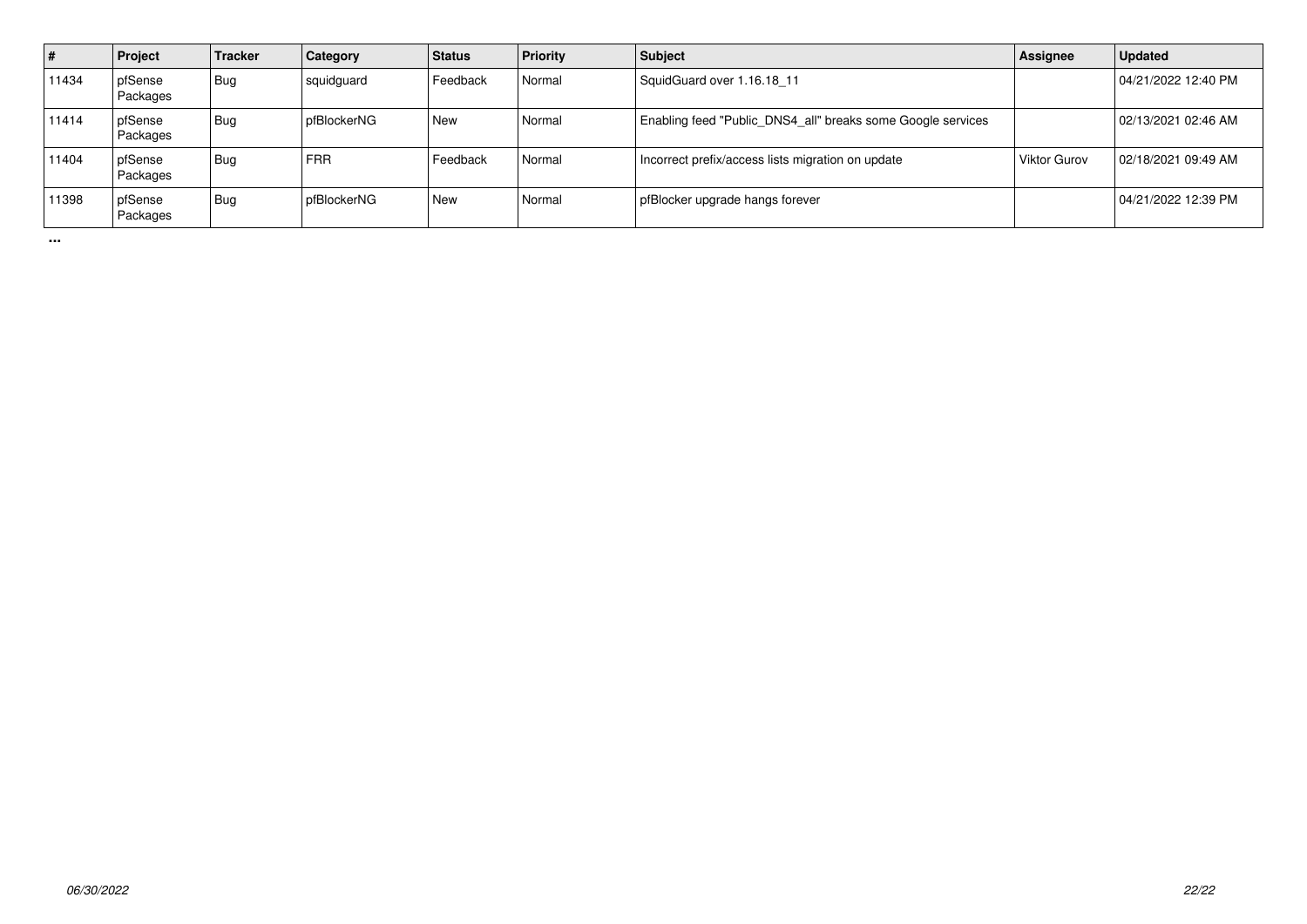| # | Project | Tracker | Category | Status | Priority | Subject | Assignee | Updated |
|---|---|---|---|---|---|---|---|---|
| 11434 | pfSense Packages | Bug | squidguard | Feedback | Normal | SquidGuard over 1.16.18_11 | | 04/21/2022 12:40 PM |
| 11414 | pfSense Packages | Bug | pfBlockerNG | New | Normal | Enabling feed "Public_DNS4_all" breaks some Google services | | 02/13/2021 02:46 AM |
| 11404 | pfSense Packages | Bug | FRR | Feedback | Normal | Incorrect prefix/access lists migration on update | Viktor Gurov | 02/18/2021 09:49 AM |
| 11398 | pfSense Packages | Bug | pfBlockerNG | New | Normal | pfBlocker upgrade hangs forever | | 04/21/2022 12:39 PM |

...